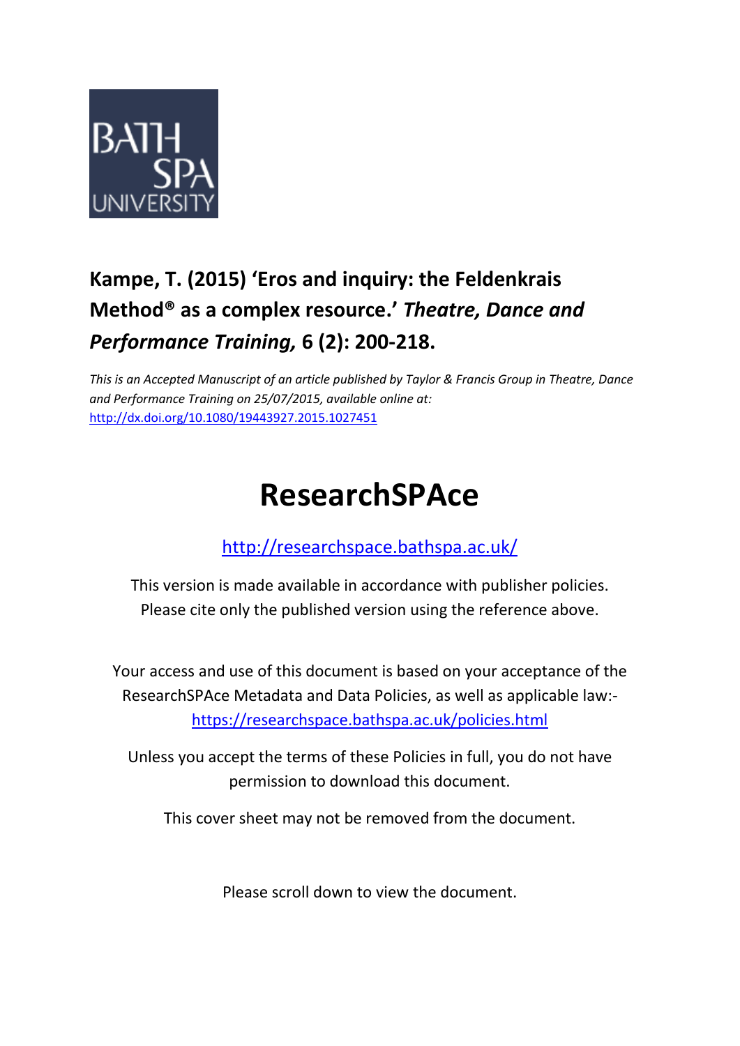**Kampe, T. (2015) 'Eros and inquiry: the Feldenkrais Method® as a complex resource.'** ***Theatre, Dance and Performance Training,*** **6 (2): 200-218.**

*This is an Accepted Manuscript of an article published by Taylor & Francis Group in Theatre, Dance and Performance Training on 25/07/2015, available online at:* http://dx.doi.org/10.1080/19443927.2015.1027451

# ResearchSPAce

http://researchspace.bathspa.ac.uk/

This version is made available in accordance with publisher policies. Please cite only the published version using the reference above.

Your access and use of this document is based on your acceptance of the ResearchSPAce Metadata and Data Policies, as well as applicable law:- https://researchspace.bathspa.ac.uk/policies.html

Unless you accept the terms of these Policies in full, you do not have permission to download this document.

This cover sheet may not be removed from the document.

Please scroll down to view the document.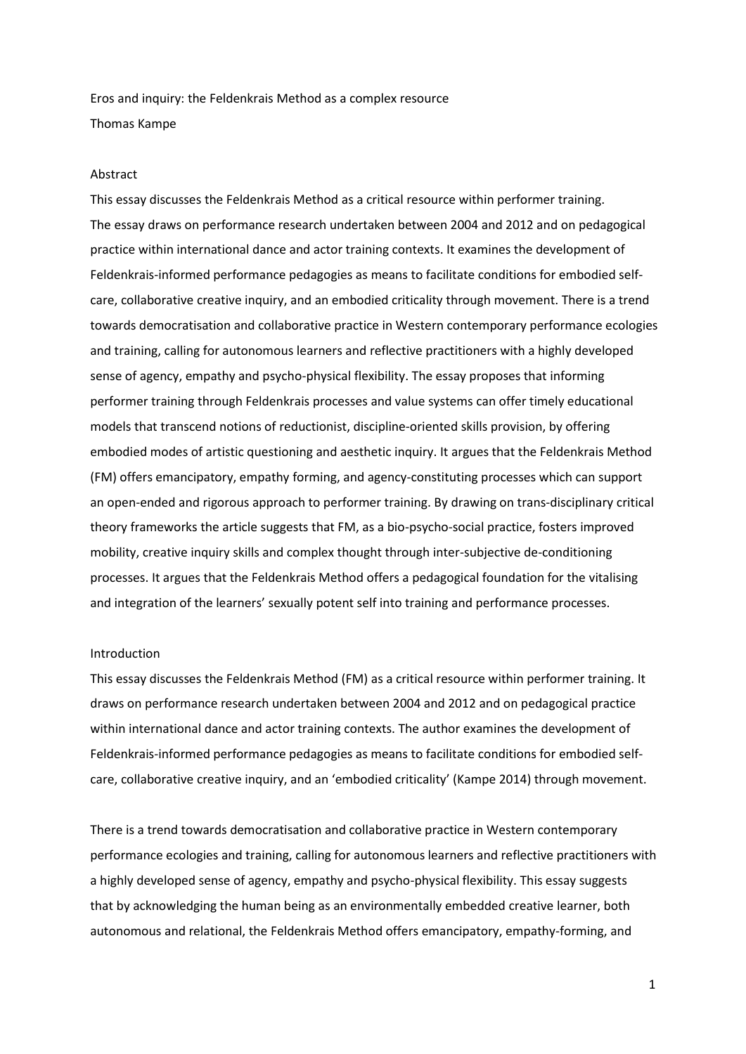Eros and inquiry: the Feldenkrais Method as a complex resource

Thomas Kampe

## Abstract

This essay discusses the Feldenkrais Method as a critical resource within performer training. The essay draws on performance research undertaken between 2004 and 2012 and on pedagogical practice within international dance and actor training contexts. It examines the development of Feldenkrais-informed performance pedagogies as means to facilitate conditions for embodied self-care, collaborative creative inquiry, and an embodied criticality through movement. There is a trend towards democratisation and collaborative practice in Western contemporary performance ecologies and training, calling for autonomous learners and reflective practitioners with a highly developed sense of agency, empathy and psycho-physical flexibility. The essay proposes that informing performer training through Feldenkrais processes and value systems can offer timely educational models that transcend notions of reductionist, discipline-oriented skills provision, by offering embodied modes of artistic questioning and aesthetic inquiry. It argues that the Feldenkrais Method (FM) offers emancipatory, empathy forming, and agency-constituting processes which can support an open-ended and rigorous approach to performer training. By drawing on trans-disciplinary critical theory frameworks the article suggests that FM, as a bio-psycho-social practice, fosters improved mobility, creative inquiry skills and complex thought through inter-subjective de-conditioning processes. It argues that the Feldenkrais Method offers a pedagogical foundation for the vitalising and integration of the learners' sexually potent self into training and performance processes.

## Introduction

This essay discusses the Feldenkrais Method (FM) as a critical resource within performer training. It draws on performance research undertaken between 2004 and 2012 and on pedagogical practice within international dance and actor training contexts. The author examines the development of Feldenkrais-informed performance pedagogies as means to facilitate conditions for embodied self-care, collaborative creative inquiry, and an 'embodied criticality' (Kampe 2014) through movement.

There is a trend towards democratisation and collaborative practice in Western contemporary performance ecologies and training, calling for autonomous learners and reflective practitioners with a highly developed sense of agency, empathy and psycho-physical flexibility. This essay suggests that by acknowledging the human being as an environmentally embedded creative learner, both autonomous and relational, the Feldenkrais Method offers emancipatory, empathy-forming, and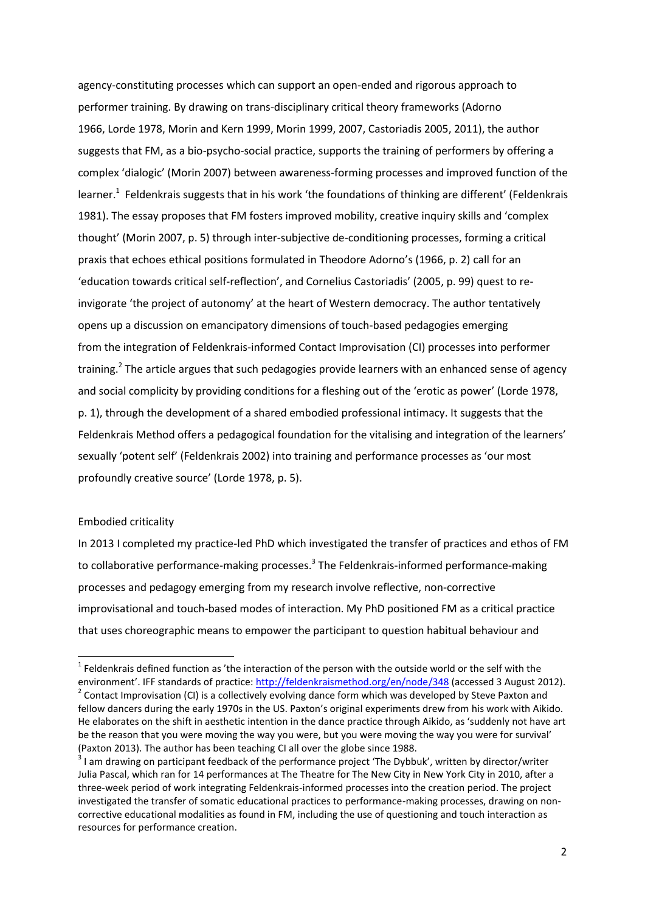agency-constituting processes which can support an open-ended and rigorous approach to performer training. By drawing on trans-disciplinary critical theory frameworks (Adorno 1966, Lorde 1978, Morin and Kern 1999, Morin 1999, 2007, Castoriadis 2005, 2011), the author suggests that FM, as a bio-psycho-social practice, supports the training of performers by offering a complex 'dialogic' (Morin 2007) between awareness-forming processes and improved function of the learner.[1] Feldenkrais suggests that in his work 'the foundations of thinking are different' (Feldenkrais 1981). The essay proposes that FM fosters improved mobility, creative inquiry skills and 'complex thought' (Morin 2007, p. 5) through inter-subjective de-conditioning processes, forming a critical praxis that echoes ethical positions formulated in Theodore Adorno's (1966, p. 2) call for an 'education towards critical self-reflection', and Cornelius Castoriadis' (2005, p. 99) quest to re-invigorate 'the project of autonomy' at the heart of Western democracy. The author tentatively opens up a discussion on emancipatory dimensions of touch-based pedagogies emerging from the integration of Feldenkrais-informed Contact Improvisation (CI) processes into performer training.[2] The article argues that such pedagogies provide learners with an enhanced sense of agency and social complicity by providing conditions for a fleshing out of the 'erotic as power' (Lorde 1978, p. 1), through the development of a shared embodied professional intimacy. It suggests that the Feldenkrais Method offers a pedagogical foundation for the vitalising and integration of the learners' sexually 'potent self' (Feldenkrais 2002) into training and performance processes as 'our most profoundly creative source' (Lorde 1978, p. 5).

## Embodied criticality

In 2013 I completed my practice-led PhD which investigated the transfer of practices and ethos of FM to collaborative performance-making processes.[3] The Feldenkrais-informed performance-making processes and pedagogy emerging from my research involve reflective, non-corrective improvisational and touch-based modes of interaction. My PhD positioned FM as a critical practice that uses choreographic means to empower the participant to question habitual behaviour and

---

[1] Feldenkrais defined function as 'the interaction of the person with the outside world or the self with the environment'. IFF standards of practice: http://feldenkraismethod.org/en/node/348 (accessed 3 August 2012).

[2] Contact Improvisation (CI) is a collectively evolving dance form which was developed by Steve Paxton and fellow dancers during the early 1970s in the US. Paxton's original experiments drew from his work with Aikido. He elaborates on the shift in aesthetic intention in the dance practice through Aikido, as 'suddenly not have art be the reason that you were moving the way you were, but you were moving the way you were for survival' (Paxton 2013). The author has been teaching CI all over the globe since 1988.

[3] I am drawing on participant feedback of the performance project 'The Dybbuk', written by director/writer Julia Pascal, which ran for 14 performances at The Theatre for The New City in New York City in 2010, after a three-week period of work integrating Feldenkrais-informed processes into the creation period. The project investigated the transfer of somatic educational practices to performance-making processes, drawing on non-corrective educational modalities as found in FM, including the use of questioning and touch interaction as resources for performance creation.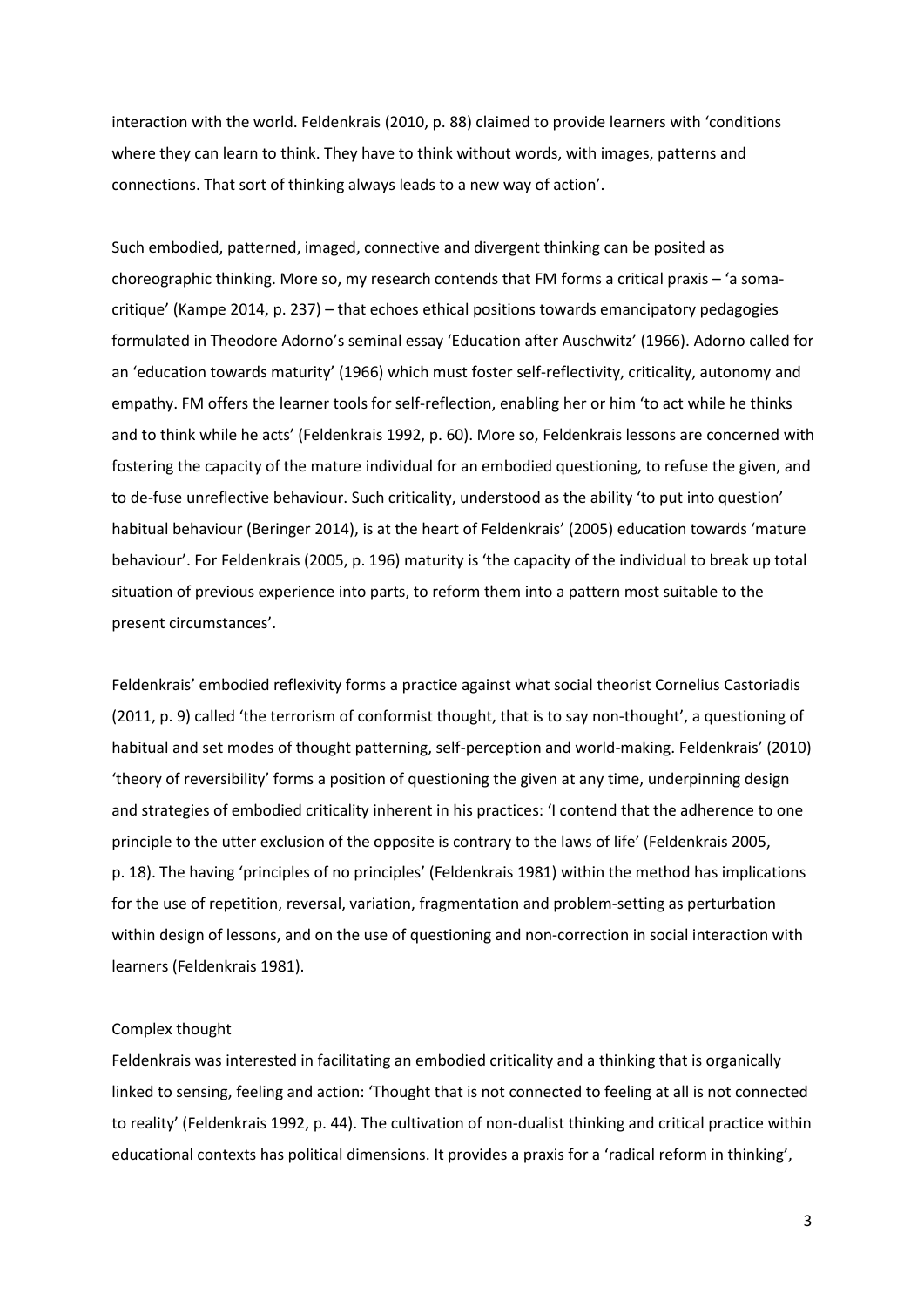interaction with the world. Feldenkrais (2010, p. 88) claimed to provide learners with 'conditions where they can learn to think. They have to think without words, with images, patterns and connections. That sort of thinking always leads to a new way of action'.

Such embodied, patterned, imaged, connective and divergent thinking can be posited as choreographic thinking. More so, my research contends that FM forms a critical praxis – 'a soma-critique' (Kampe 2014, p. 237) – that echoes ethical positions towards emancipatory pedagogies formulated in Theodore Adorno's seminal essay 'Education after Auschwitz' (1966). Adorno called for an 'education towards maturity' (1966) which must foster self-reflectivity, criticality, autonomy and empathy. FM offers the learner tools for self-reflection, enabling her or him 'to act while he thinks and to think while he acts' (Feldenkrais 1992, p. 60). More so, Feldenkrais lessons are concerned with fostering the capacity of the mature individual for an embodied questioning, to refuse the given, and to de-fuse unreflective behaviour. Such criticality, understood as the ability 'to put into question' habitual behaviour (Beringer 2014), is at the heart of Feldenkrais' (2005) education towards 'mature behaviour'. For Feldenkrais (2005, p. 196) maturity is 'the capacity of the individual to break up total situation of previous experience into parts, to reform them into a pattern most suitable to the present circumstances'.

Feldenkrais' embodied reflexivity forms a practice against what social theorist Cornelius Castoriadis (2011, p. 9) called 'the terrorism of conformist thought, that is to say non-thought', a questioning of habitual and set modes of thought patterning, self-perception and world-making. Feldenkrais' (2010) 'theory of reversibility' forms a position of questioning the given at any time, underpinning design and strategies of embodied criticality inherent in his practices: 'I contend that the adherence to one principle to the utter exclusion of the opposite is contrary to the laws of life' (Feldenkrais 2005, p. 18). The having 'principles of no principles' (Feldenkrais 1981) within the method has implications for the use of repetition, reversal, variation, fragmentation and problem-setting as perturbation within design of lessons, and on the use of questioning and non-correction in social interaction with learners (Feldenkrais 1981).

## Complex thought

Feldenkrais was interested in facilitating an embodied criticality and a thinking that is organically linked to sensing, feeling and action: 'Thought that is not connected to feeling at all is not connected to reality' (Feldenkrais 1992, p. 44). The cultivation of non-dualist thinking and critical practice within educational contexts has political dimensions. It provides a praxis for a 'radical reform in thinking',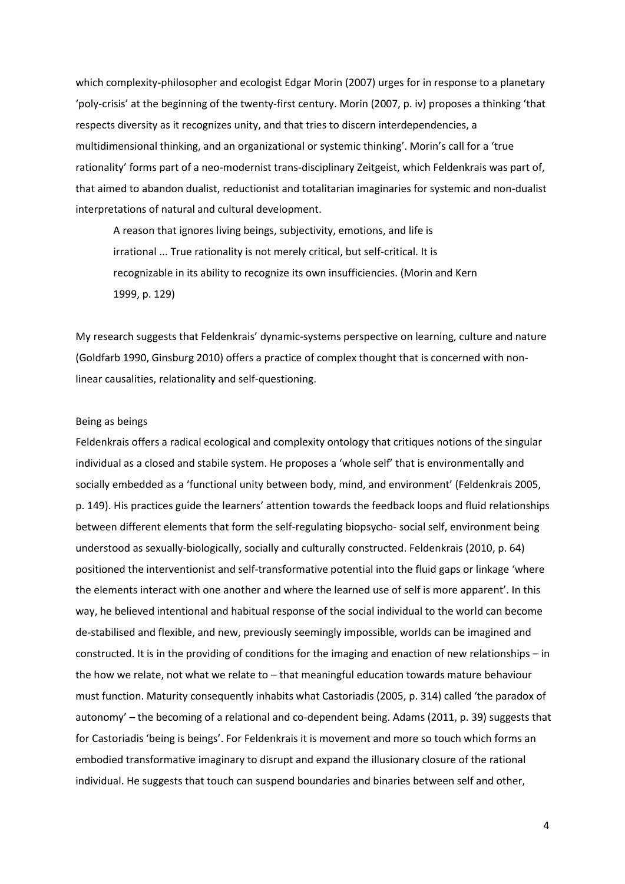which complexity-philosopher and ecologist Edgar Morin (2007) urges for in response to a planetary 'poly-crisis' at the beginning of the twenty-first century. Morin (2007, p. iv) proposes a thinking 'that respects diversity as it recognizes unity, and that tries to discern interdependencies, a multidimensional thinking, and an organizational or systemic thinking'. Morin's call for a 'true rationality' forms part of a neo-modernist trans-disciplinary Zeitgeist, which Feldenkrais was part of, that aimed to abandon dualist, reductionist and totalitarian imaginaries for systemic and non-dualist interpretations of natural and cultural development.

> A reason that ignores living beings, subjectivity, emotions, and life is irrational ... True rationality is not merely critical, but self-critical. It is recognizable in its ability to recognize its own insufficiencies. (Morin and Kern 1999, p. 129)

My research suggests that Feldenkrais' dynamic-systems perspective on learning, culture and nature (Goldfarb 1990, Ginsburg 2010) offers a practice of complex thought that is concerned with non-linear causalities, relationality and self-questioning.

## Being as beings

Feldenkrais offers a radical ecological and complexity ontology that critiques notions of the singular individual as a closed and stabile system. He proposes a 'whole self' that is environmentally and socially embedded as a 'functional unity between body, mind, and environment' (Feldenkrais 2005, p. 149). His practices guide the learners' attention towards the feedback loops and fluid relationships between different elements that form the self-regulating biopsycho- social self, environment being understood as sexually-biologically, socially and culturally constructed. Feldenkrais (2010, p. 64) positioned the interventionist and self-transformative potential into the fluid gaps or linkage 'where the elements interact with one another and where the learned use of self is more apparent'. In this way, he believed intentional and habitual response of the social individual to the world can become de-stabilised and flexible, and new, previously seemingly impossible, worlds can be imagined and constructed. It is in the providing of conditions for the imaging and enaction of new relationships – in the how we relate, not what we relate to – that meaningful education towards mature behaviour must function. Maturity consequently inhabits what Castoriadis (2005, p. 314) called 'the paradox of autonomy' – the becoming of a relational and co-dependent being. Adams (2011, p. 39) suggests that for Castoriadis 'being is beings'. For Feldenkrais it is movement and more so touch which forms an embodied transformative imaginary to disrupt and expand the illusionary closure of the rational individual. He suggests that touch can suspend boundaries and binaries between self and other,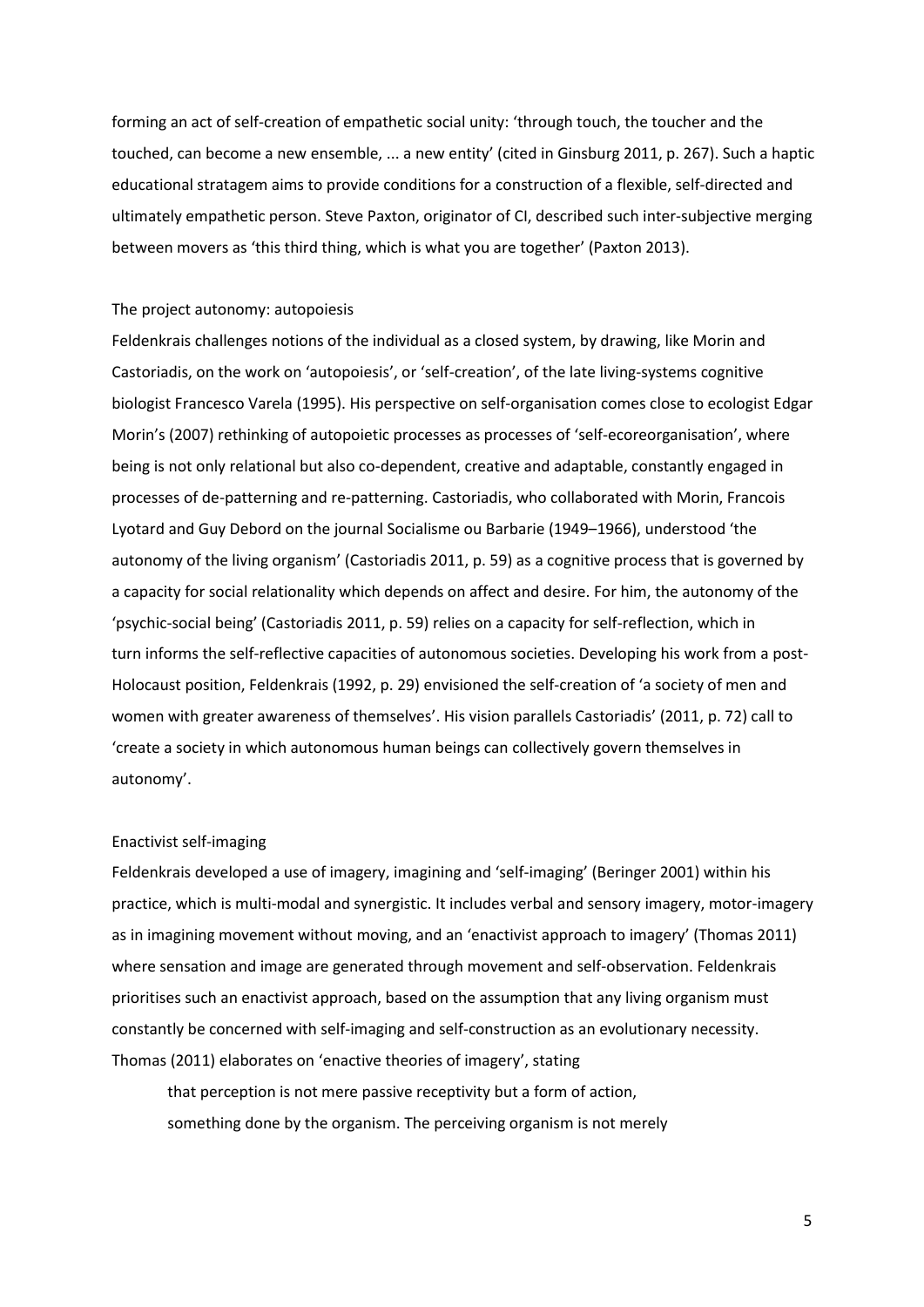forming an act of self-creation of empathetic social unity: 'through touch, the toucher and the touched, can become a new ensemble, ... a new entity' (cited in Ginsburg 2011, p. 267). Such a haptic educational stratagem aims to provide conditions for a construction of a flexible, self-directed and ultimately empathetic person. Steve Paxton, originator of CI, described such inter-subjective merging between movers as 'this third thing, which is what you are together' (Paxton 2013).

## The project autonomy: autopoiesis

Feldenkrais challenges notions of the individual as a closed system, by drawing, like Morin and Castoriadis, on the work on 'autopoiesis', or 'self-creation', of the late living-systems cognitive biologist Francesco Varela (1995). His perspective on self-organisation comes close to ecologist Edgar Morin's (2007) rethinking of autopoietic processes as processes of 'self-ecoreorganisation', where being is not only relational but also co-dependent, creative and adaptable, constantly engaged in processes of de-patterning and re-patterning. Castoriadis, who collaborated with Morin, Francois Lyotard and Guy Debord on the journal Socialisme ou Barbarie (1949–1966), understood 'the autonomy of the living organism' (Castoriadis 2011, p. 59) as a cognitive process that is governed by a capacity for social relationality which depends on affect and desire. For him, the autonomy of the 'psychic-social being' (Castoriadis 2011, p. 59) relies on a capacity for self-reflection, which in turn informs the self-reflective capacities of autonomous societies. Developing his work from a post-Holocaust position, Feldenkrais (1992, p. 29) envisioned the self-creation of 'a society of men and women with greater awareness of themselves'. His vision parallels Castoriadis' (2011, p. 72) call to 'create a society in which autonomous human beings can collectively govern themselves in autonomy'.

## Enactivist self-imaging

Feldenkrais developed a use of imagery, imagining and 'self-imaging' (Beringer 2001) within his practice, which is multi-modal and synergistic. It includes verbal and sensory imagery, motor-imagery as in imagining movement without moving, and an 'enactivist approach to imagery' (Thomas 2011) where sensation and image are generated through movement and self-observation. Feldenkrais prioritises such an enactivist approach, based on the assumption that any living organism must constantly be concerned with self-imaging and self-construction as an evolutionary necessity. Thomas (2011) elaborates on 'enactive theories of imagery', stating

> that perception is not mere passive receptivity but a form of action, something done by the organism. The perceiving organism is not merely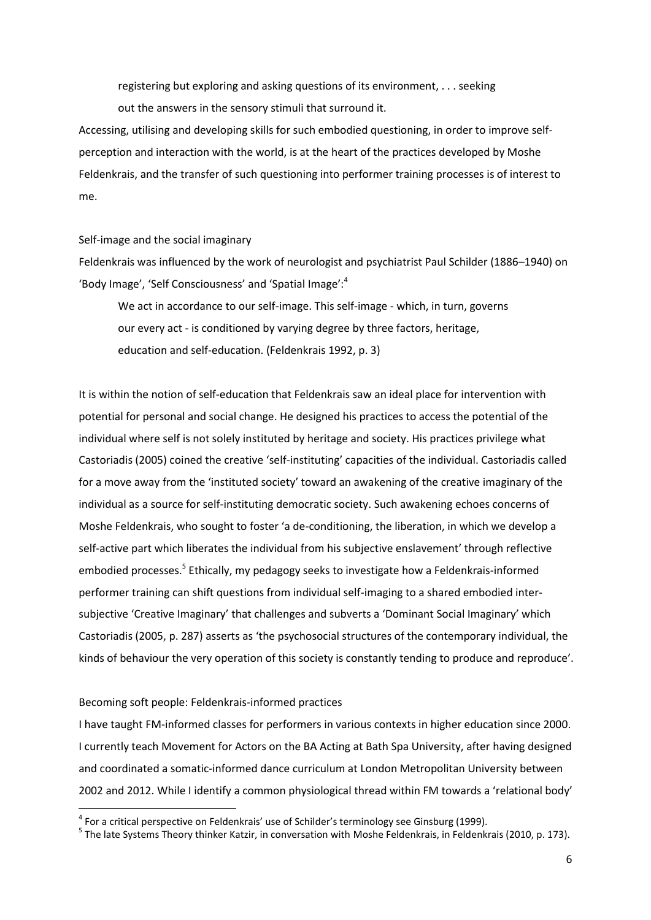> registering but exploring and asking questions of its environment, . . . seeking out the answers in the sensory stimuli that surround it.

Accessing, utilising and developing skills for such embodied questioning, in order to improve self-perception and interaction with the world, is at the heart of the practices developed by Moshe Feldenkrais, and the transfer of such questioning into performer training processes is of interest to me.

## Self-image and the social imaginary

Feldenkrais was influenced by the work of neurologist and psychiatrist Paul Schilder (1886–1940) on 'Body Image', 'Self Consciousness' and 'Spatial Image':[4]

> We act in accordance to our self-image. This self-image - which, in turn, governs our every act - is conditioned by varying degree by three factors, heritage, education and self-education. (Feldenkrais 1992, p. 3)

It is within the notion of self-education that Feldenkrais saw an ideal place for intervention with potential for personal and social change. He designed his practices to access the potential of the individual where self is not solely instituted by heritage and society. His practices privilege what Castoriadis (2005) coined the creative 'self-instituting' capacities of the individual. Castoriadis called for a move away from the 'instituted society' toward an awakening of the creative imaginary of the individual as a source for self-instituting democratic society. Such awakening echoes concerns of Moshe Feldenkrais, who sought to foster 'a de-conditioning, the liberation, in which we develop a self-active part which liberates the individual from his subjective enslavement' through reflective embodied processes.[5] Ethically, my pedagogy seeks to investigate how a Feldenkrais-informed performer training can shift questions from individual self-imaging to a shared embodied inter-subjective 'Creative Imaginary' that challenges and subverts a 'Dominant Social Imaginary' which Castoriadis (2005, p. 287) asserts as 'the psychosocial structures of the contemporary individual, the kinds of behaviour the very operation of this society is constantly tending to produce and reproduce'.

## Becoming soft people: Feldenkrais-informed practices

I have taught FM-informed classes for performers in various contexts in higher education since 2000. I currently teach Movement for Actors on the BA Acting at Bath Spa University, after having designed and coordinated a somatic-informed dance curriculum at London Metropolitan University between 2002 and 2012. While I identify a common physiological thread within FM towards a 'relational body'

---

[4] For a critical perspective on Feldenkrais' use of Schilder's terminology see Ginsburg (1999).

[5] The late Systems Theory thinker Katzir, in conversation with Moshe Feldenkrais, in Feldenkrais (2010, p. 173).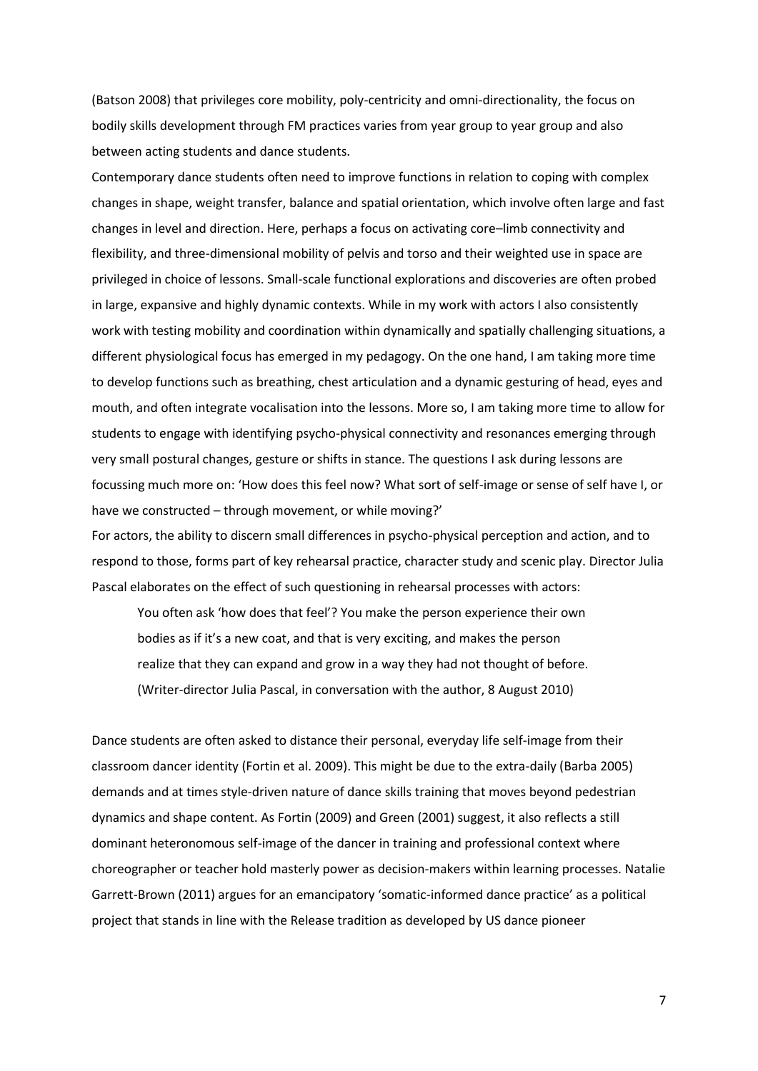(Batson 2008) that privileges core mobility, poly-centricity and omni-directionality, the focus on bodily skills development through FM practices varies from year group to year group and also between acting students and dance students.

Contemporary dance students often need to improve functions in relation to coping with complex changes in shape, weight transfer, balance and spatial orientation, which involve often large and fast changes in level and direction. Here, perhaps a focus on activating core–limb connectivity and flexibility, and three-dimensional mobility of pelvis and torso and their weighted use in space are privileged in choice of lessons. Small-scale functional explorations and discoveries are often probed in large, expansive and highly dynamic contexts. While in my work with actors I also consistently work with testing mobility and coordination within dynamically and spatially challenging situations, a different physiological focus has emerged in my pedagogy. On the one hand, I am taking more time to develop functions such as breathing, chest articulation and a dynamic gesturing of head, eyes and mouth, and often integrate vocalisation into the lessons. More so, I am taking more time to allow for students to engage with identifying psycho-physical connectivity and resonances emerging through very small postural changes, gesture or shifts in stance. The questions I ask during lessons are focussing much more on: 'How does this feel now? What sort of self-image or sense of self have I, or have we constructed – through movement, or while moving?'

For actors, the ability to discern small differences in psycho-physical perception and action, and to respond to those, forms part of key rehearsal practice, character study and scenic play. Director Julia Pascal elaborates on the effect of such questioning in rehearsal processes with actors:

> You often ask 'how does that feel'? You make the person experience their own bodies as if it's a new coat, and that is very exciting, and makes the person realize that they can expand and grow in a way they had not thought of before. (Writer-director Julia Pascal, in conversation with the author, 8 August 2010)

Dance students are often asked to distance their personal, everyday life self-image from their classroom dancer identity (Fortin et al. 2009). This might be due to the extra-daily (Barba 2005) demands and at times style-driven nature of dance skills training that moves beyond pedestrian dynamics and shape content. As Fortin (2009) and Green (2001) suggest, it also reflects a still dominant heteronomous self-image of the dancer in training and professional context where choreographer or teacher hold masterly power as decision-makers within learning processes. Natalie Garrett-Brown (2011) argues for an emancipatory 'somatic-informed dance practice' as a political project that stands in line with the Release tradition as developed by US dance pioneer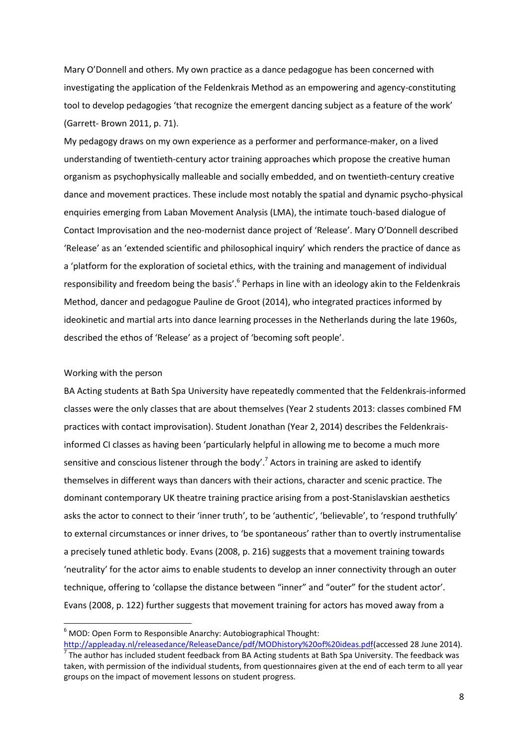Mary O'Donnell and others. My own practice as a dance pedagogue has been concerned with investigating the application of the Feldenkrais Method as an empowering and agency-constituting tool to develop pedagogies 'that recognize the emergent dancing subject as a feature of the work' (Garrett- Brown 2011, p. 71).

My pedagogy draws on my own experience as a performer and performance-maker, on a lived understanding of twentieth-century actor training approaches which propose the creative human organism as psychophysically malleable and socially embedded, and on twentieth-century creative dance and movement practices. These include most notably the spatial and dynamic psycho-physical enquiries emerging from Laban Movement Analysis (LMA), the intimate touch-based dialogue of Contact Improvisation and the neo-modernist dance project of 'Release'. Mary O'Donnell described 'Release' as an 'extended scientific and philosophical inquiry' which renders the practice of dance as a 'platform for the exploration of societal ethics, with the training and management of individual responsibility and freedom being the basis'.[6] Perhaps in line with an ideology akin to the Feldenkrais Method, dancer and pedagogue Pauline de Groot (2014), who integrated practices informed by ideokinetic and martial arts into dance learning processes in the Netherlands during the late 1960s, described the ethos of 'Release' as a project of 'becoming soft people'.

## Working with the person

BA Acting students at Bath Spa University have repeatedly commented that the Feldenkrais-informed classes were the only classes that are about themselves (Year 2 students 2013: classes combined FM practices with contact improvisation). Student Jonathan (Year 2, 2014) describes the Feldenkrais-informed CI classes as having been 'particularly helpful in allowing me to become a much more sensitive and conscious listener through the body'.[7] Actors in training are asked to identify themselves in different ways than dancers with their actions, character and scenic practice. The dominant contemporary UK theatre training practice arising from a post-Stanislavskian aesthetics asks the actor to connect to their 'inner truth', to be 'authentic', 'believable', to 'respond truthfully' to external circumstances or inner drives, to 'be spontaneous' rather than to overtly instrumentalise a precisely tuned athletic body. Evans (2008, p. 216) suggests that a movement training towards 'neutrality' for the actor aims to enable students to develop an inner connectivity through an outer technique, offering to 'collapse the distance between "inner" and "outer" for the student actor'. Evans (2008, p. 122) further suggests that movement training for actors has moved away from a

---

[6] MOD: Open Form to Responsible Anarchy: Autobiographical Thought: http://appleaday.nl/releasedance/ReleaseDance/pdf/MODhistory%20of%20ideas.pdf(accessed 28 June 2014).

[7] The author has included student feedback from BA Acting students at Bath Spa University. The feedback was taken, with permission of the individual students, from questionnaires given at the end of each term to all year groups on the impact of movement lessons on student progress.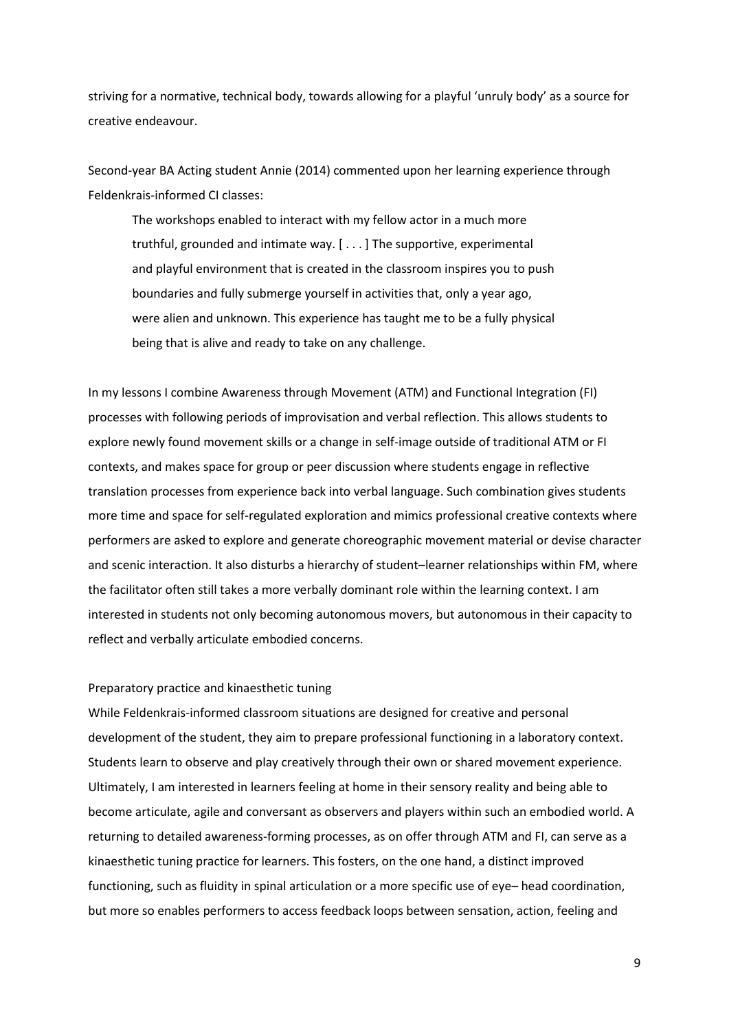striving for a normative, technical body, towards allowing for a playful 'unruly body' as a source for creative endeavour.

Second-year BA Acting student Annie (2014) commented upon her learning experience through Feldenkrais-informed CI classes:

> The workshops enabled to interact with my fellow actor in a much more truthful, grounded and intimate way. [ . . . ] The supportive, experimental and playful environment that is created in the classroom inspires you to push boundaries and fully submerge yourself in activities that, only a year ago, were alien and unknown. This experience has taught me to be a fully physical being that is alive and ready to take on any challenge.

In my lessons I combine Awareness through Movement (ATM) and Functional Integration (FI) processes with following periods of improvisation and verbal reflection. This allows students to explore newly found movement skills or a change in self-image outside of traditional ATM or FI contexts, and makes space for group or peer discussion where students engage in reflective translation processes from experience back into verbal language. Such combination gives students more time and space for self-regulated exploration and mimics professional creative contexts where performers are asked to explore and generate choreographic movement material or devise character and scenic interaction. It also disturbs a hierarchy of student–learner relationships within FM, where the facilitator often still takes a more verbally dominant role within the learning context. I am interested in students not only becoming autonomous movers, but autonomous in their capacity to reflect and verbally articulate embodied concerns.

## Preparatory practice and kinaesthetic tuning

While Feldenkrais-informed classroom situations are designed for creative and personal development of the student, they aim to prepare professional functioning in a laboratory context. Students learn to observe and play creatively through their own or shared movement experience. Ultimately, I am interested in learners feeling at home in their sensory reality and being able to become articulate, agile and conversant as observers and players within such an embodied world. A returning to detailed awareness-forming processes, as on offer through ATM and FI, can serve as a kinaesthetic tuning practice for learners. This fosters, on the one hand, a distinct improved functioning, such as fluidity in spinal articulation or a more specific use of eye– head coordination, but more so enables performers to access feedback loops between sensation, action, feeling and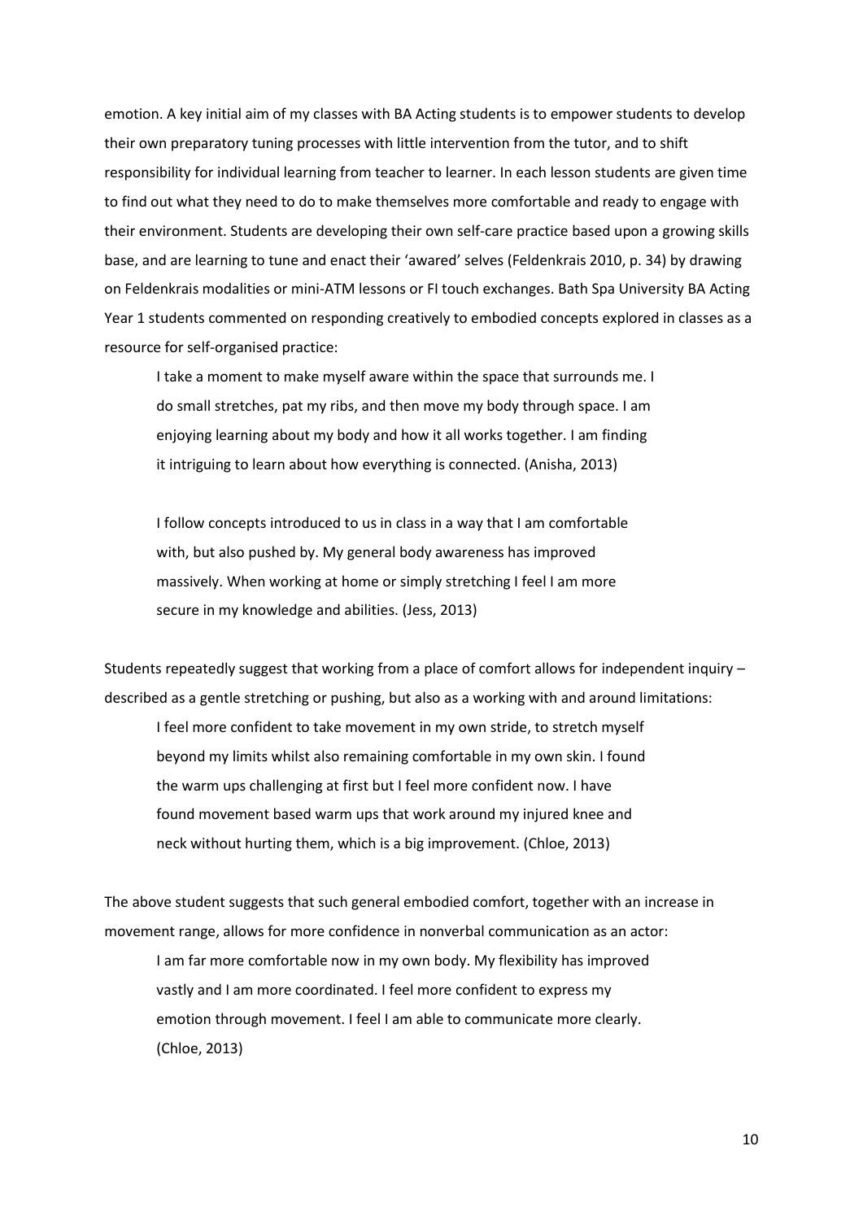emotion. A key initial aim of my classes with BA Acting students is to empower students to develop their own preparatory tuning processes with little intervention from the tutor, and to shift responsibility for individual learning from teacher to learner. In each lesson students are given time to find out what they need to do to make themselves more comfortable and ready to engage with their environment. Students are developing their own self-care practice based upon a growing skills base, and are learning to tune and enact their 'awared' selves (Feldenkrais 2010, p. 34) by drawing on Feldenkrais modalities or mini-ATM lessons or FI touch exchanges. Bath Spa University BA Acting Year 1 students commented on responding creatively to embodied concepts explored in classes as a resource for self-organised practice:

> I take a moment to make myself aware within the space that surrounds me. I do small stretches, pat my ribs, and then move my body through space. I am enjoying learning about my body and how it all works together. I am finding it intriguing to learn about how everything is connected. (Anisha, 2013)

> I follow concepts introduced to us in class in a way that I am comfortable with, but also pushed by. My general body awareness has improved massively. When working at home or simply stretching I feel I am more secure in my knowledge and abilities. (Jess, 2013)

Students repeatedly suggest that working from a place of comfort allows for independent inquiry – described as a gentle stretching or pushing, but also as a working with and around limitations:

> I feel more confident to take movement in my own stride, to stretch myself beyond my limits whilst also remaining comfortable in my own skin. I found the warm ups challenging at first but I feel more confident now. I have found movement based warm ups that work around my injured knee and neck without hurting them, which is a big improvement. (Chloe, 2013)

The above student suggests that such general embodied comfort, together with an increase in movement range, allows for more confidence in nonverbal communication as an actor:

> I am far more comfortable now in my own body. My flexibility has improved vastly and I am more coordinated. I feel more confident to express my emotion through movement. I feel I am able to communicate more clearly. (Chloe, 2013)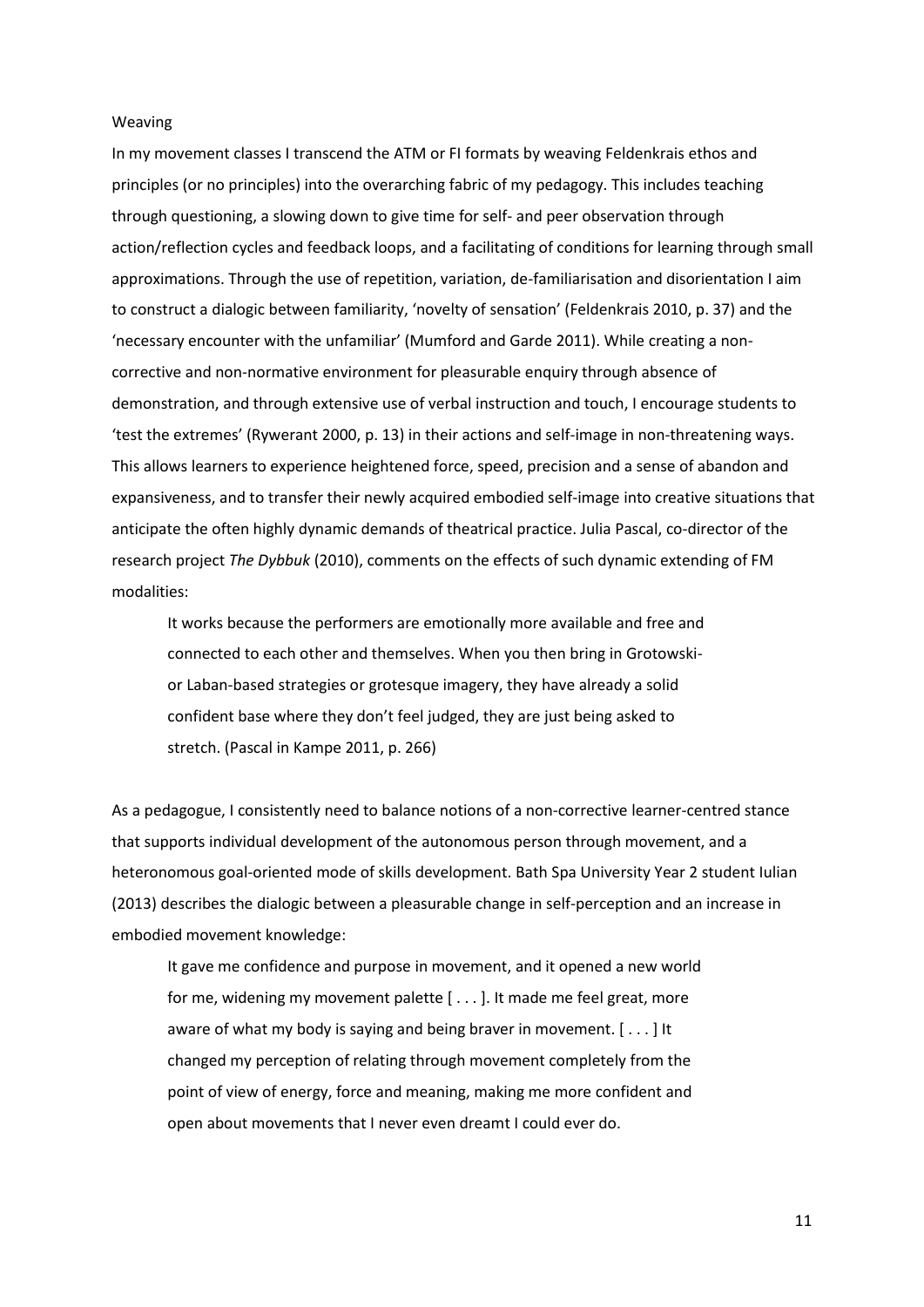## Weaving

In my movement classes I transcend the ATM or FI formats by weaving Feldenkrais ethos and principles (or no principles) into the overarching fabric of my pedagogy. This includes teaching through questioning, a slowing down to give time for self- and peer observation through action/reflection cycles and feedback loops, and a facilitating of conditions for learning through small approximations. Through the use of repetition, variation, de-familiarisation and disorientation I aim to construct a dialogic between familiarity, 'novelty of sensation' (Feldenkrais 2010, p. 37) and the 'necessary encounter with the unfamiliar' (Mumford and Garde 2011). While creating a non-corrective and non-normative environment for pleasurable enquiry through absence of demonstration, and through extensive use of verbal instruction and touch, I encourage students to 'test the extremes' (Rywerant 2000, p. 13) in their actions and self-image in non-threatening ways. This allows learners to experience heightened force, speed, precision and a sense of abandon and expansiveness, and to transfer their newly acquired embodied self-image into creative situations that anticipate the often highly dynamic demands of theatrical practice. Julia Pascal, co-director of the research project *The Dybbuk* (2010), comments on the effects of such dynamic extending of FM modalities:

> It works because the performers are emotionally more available and free and connected to each other and themselves. When you then bring in Grotowski- or Laban-based strategies or grotesque imagery, they have already a solid confident base where they don't feel judged, they are just being asked to stretch. (Pascal in Kampe 2011, p. 266)

As a pedagogue, I consistently need to balance notions of a non-corrective learner-centred stance that supports individual development of the autonomous person through movement, and a heteronomous goal-oriented mode of skills development. Bath Spa University Year 2 student Iulian (2013) describes the dialogic between a pleasurable change in self-perception and an increase in embodied movement knowledge:

> It gave me confidence and purpose in movement, and it opened a new world for me, widening my movement palette [ . . . ]. It made me feel great, more aware of what my body is saying and being braver in movement. [ . . . ] It changed my perception of relating through movement completely from the point of view of energy, force and meaning, making me more confident and open about movements that I never even dreamt I could ever do.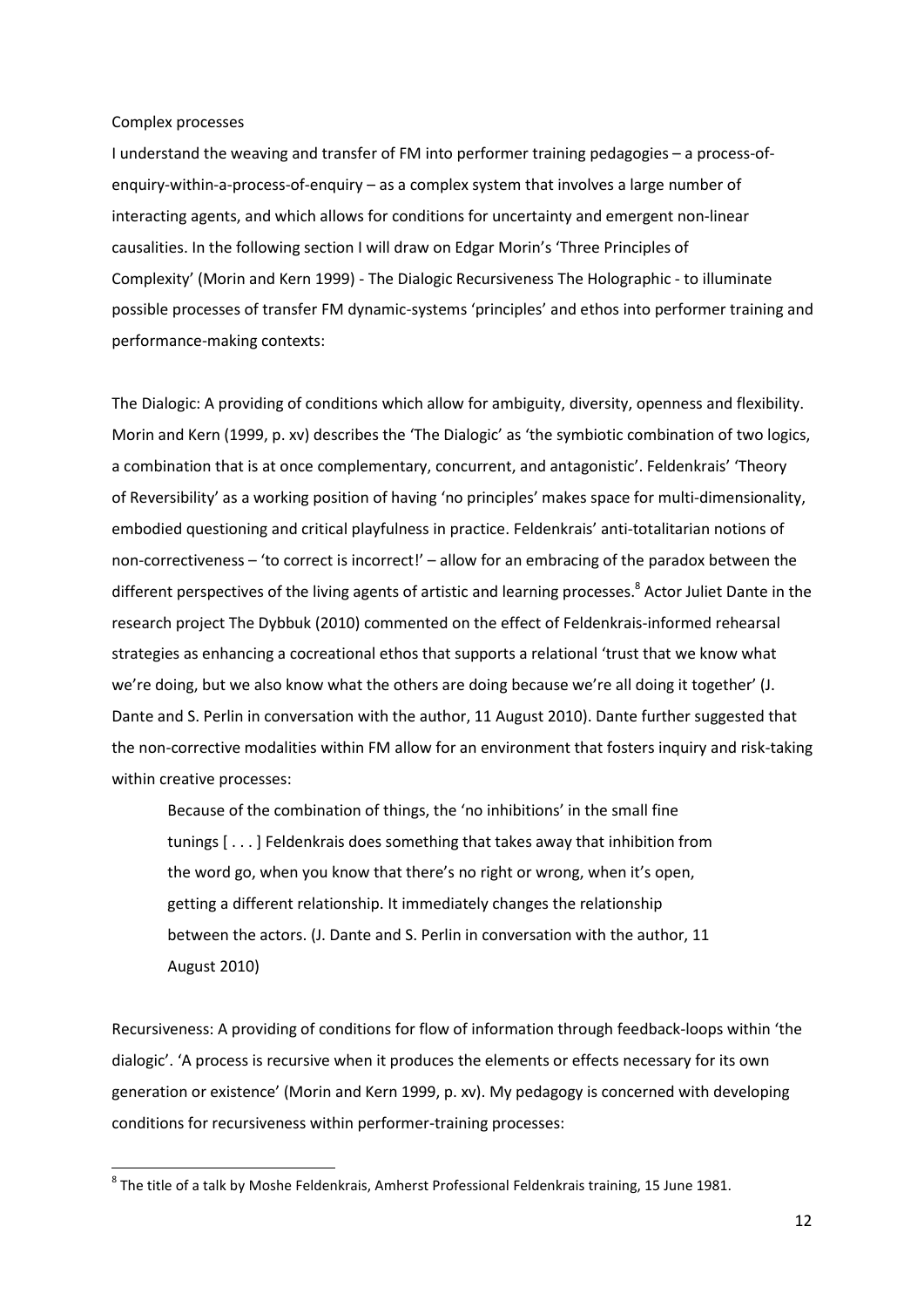Complex processes

I understand the weaving and transfer of FM into performer training pedagogies – a process-of-enquiry-within-a-process-of-enquiry – as a complex system that involves a large number of interacting agents, and which allows for conditions for uncertainty and emergent non-linear causalities. In the following section I will draw on Edgar Morin's 'Three Principles of Complexity' (Morin and Kern 1999) - The Dialogic Recursiveness The Holographic - to illuminate possible processes of transfer FM dynamic-systems 'principles' and ethos into performer training and performance-making contexts:

The Dialogic: A providing of conditions which allow for ambiguity, diversity, openness and flexibility. Morin and Kern (1999, p. xv) describes the 'The Dialogic' as 'the symbiotic combination of two logics, a combination that is at once complementary, concurrent, and antagonistic'. Feldenkrais' 'Theory of Reversibility' as a working position of having 'no principles' makes space for multi-dimensionality, embodied questioning and critical playfulness in practice. Feldenkrais' anti-totalitarian notions of non-correctiveness – 'to correct is incorrect!' – allow for an embracing of the paradox between the different perspectives of the living agents of artistic and learning processes.[8] Actor Juliet Dante in the research project The Dybbuk (2010) commented on the effect of Feldenkrais-informed rehearsal strategies as enhancing a cocreational ethos that supports a relational 'trust that we know what we're doing, but we also know what the others are doing because we're all doing it together' (J. Dante and S. Perlin in conversation with the author, 11 August 2010). Dante further suggested that the non-corrective modalities within FM allow for an environment that fosters inquiry and risk-taking within creative processes:

> Because of the combination of things, the 'no inhibitions' in the small fine tunings [ . . . ] Feldenkrais does something that takes away that inhibition from the word go, when you know that there's no right or wrong, when it's open, getting a different relationship. It immediately changes the relationship between the actors. (J. Dante and S. Perlin in conversation with the author, 11 August 2010)

Recursiveness: A providing of conditions for flow of information through feedback-loops within 'the dialogic'. 'A process is recursive when it produces the elements or effects necessary for its own generation or existence' (Morin and Kern 1999, p. xv). My pedagogy is concerned with developing conditions for recursiveness within performer-training processes:

[8] The title of a talk by Moshe Feldenkrais, Amherst Professional Feldenkrais training, 15 June 1981.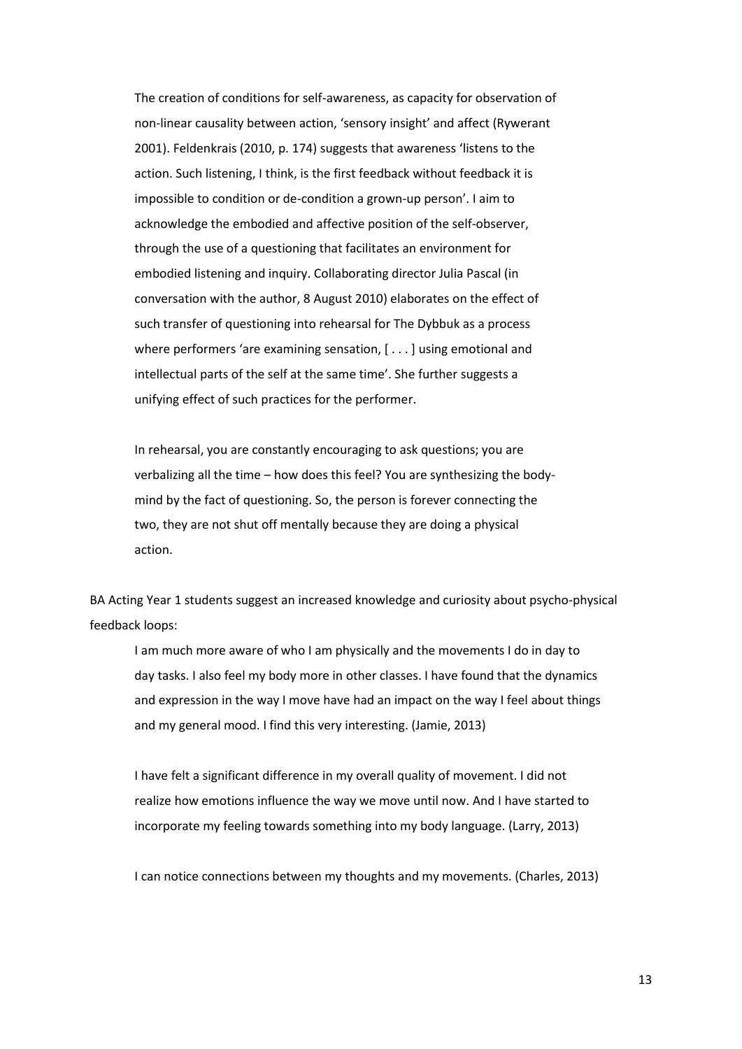The creation of conditions for self-awareness, as capacity for observation of non-linear causality between action, 'sensory insight' and affect (Rywerant 2001). Feldenkrais (2010, p. 174) suggests that awareness 'listens to the action. Such listening, I think, is the first feedback without feedback it is impossible to condition or de-condition a grown-up person'. I aim to acknowledge the embodied and affective position of the self-observer, through the use of a questioning that facilitates an environment for embodied listening and inquiry. Collaborating director Julia Pascal (in conversation with the author, 8 August 2010) elaborates on the effect of such transfer of questioning into rehearsal for The Dybbuk as a process where performers 'are examining sensation, [ . . . ] using emotional and intellectual parts of the self at the same time'. She further suggests a unifying effect of such practices for the performer.

> In rehearsal, you are constantly encouraging to ask questions; you are verbalizing all the time – how does this feel? You are synthesizing the body-mind by the fact of questioning. So, the person is forever connecting the two, they are not shut off mentally because they are doing a physical action.

BA Acting Year 1 students suggest an increased knowledge and curiosity about psycho-physical feedback loops:

> I am much more aware of who I am physically and the movements I do in day to day tasks. I also feel my body more in other classes. I have found that the dynamics and expression in the way I move have had an impact on the way I feel about things and my general mood. I find this very interesting. (Jamie, 2013)

> I have felt a significant difference in my overall quality of movement. I did not realize how emotions influence the way we move until now. And I have started to incorporate my feeling towards something into my body language. (Larry, 2013)

> I can notice connections between my thoughts and my movements. (Charles, 2013)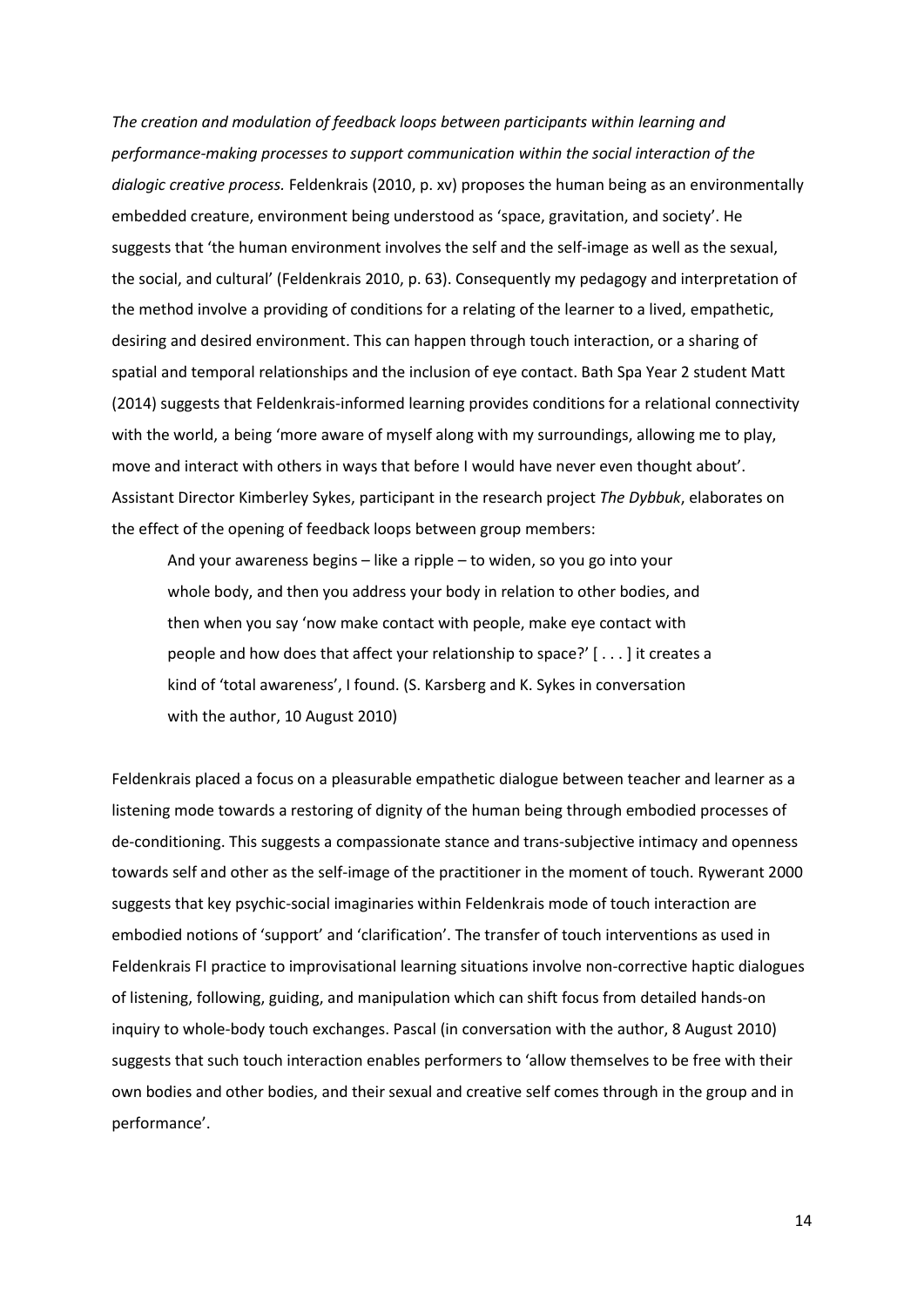*The creation and modulation of feedback loops between participants within learning and performance-making processes to support communication within the social interaction of the dialogic creative process.* Feldenkrais (2010, p. xv) proposes the human being as an environmentally embedded creature, environment being understood as 'space, gravitation, and society'. He suggests that 'the human environment involves the self and the self-image as well as the sexual, the social, and cultural' (Feldenkrais 2010, p. 63). Consequently my pedagogy and interpretation of the method involve a providing of conditions for a relating of the learner to a lived, empathetic, desiring and desired environment. This can happen through touch interaction, or a sharing of spatial and temporal relationships and the inclusion of eye contact. Bath Spa Year 2 student Matt (2014) suggests that Feldenkrais-informed learning provides conditions for a relational connectivity with the world, a being 'more aware of myself along with my surroundings, allowing me to play, move and interact with others in ways that before I would have never even thought about'. Assistant Director Kimberley Sykes, participant in the research project *The Dybbuk*, elaborates on the effect of the opening of feedback loops between group members:

> And your awareness begins – like a ripple – to widen, so you go into your whole body, and then you address your body in relation to other bodies, and then when you say 'now make contact with people, make eye contact with people and how does that affect your relationship to space?' [ . . . ] it creates a kind of 'total awareness', I found. (S. Karsberg and K. Sykes in conversation with the author, 10 August 2010)

Feldenkrais placed a focus on a pleasurable empathetic dialogue between teacher and learner as a listening mode towards a restoring of dignity of the human being through embodied processes of de-conditioning. This suggests a compassionate stance and trans-subjective intimacy and openness towards self and other as the self-image of the practitioner in the moment of touch. Rywerant 2000 suggests that key psychic-social imaginaries within Feldenkrais mode of touch interaction are embodied notions of 'support' and 'clarification'. The transfer of touch interventions as used in Feldenkrais FI practice to improvisational learning situations involve non-corrective haptic dialogues of listening, following, guiding, and manipulation which can shift focus from detailed hands-on inquiry to whole-body touch exchanges. Pascal (in conversation with the author, 8 August 2010) suggests that such touch interaction enables performers to 'allow themselves to be free with their own bodies and other bodies, and their sexual and creative self comes through in the group and in performance'.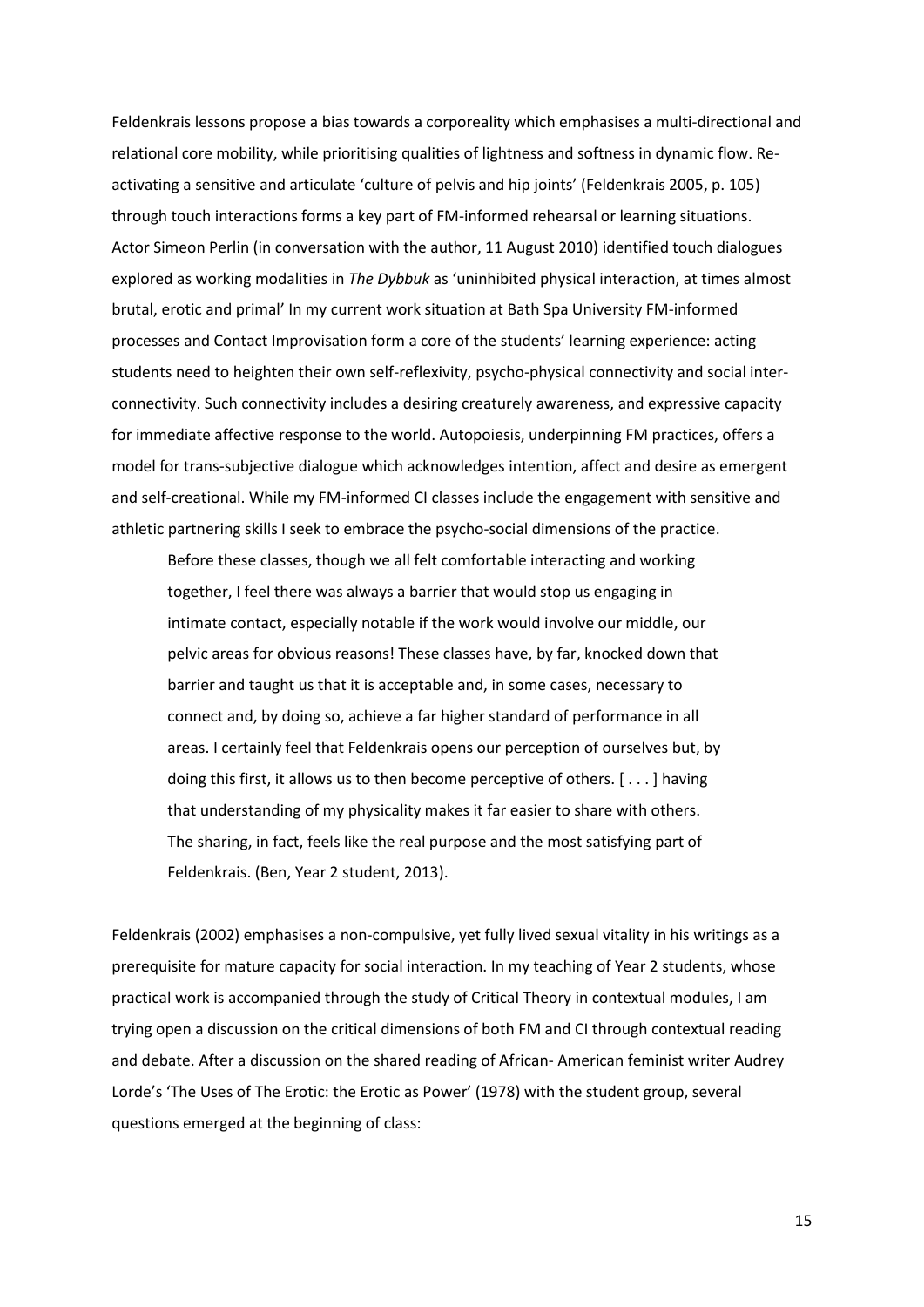Feldenkrais lessons propose a bias towards a corporeality which emphasises a multi-directional and relational core mobility, while prioritising qualities of lightness and softness in dynamic flow. Re-activating a sensitive and articulate 'culture of pelvis and hip joints' (Feldenkrais 2005, p. 105) through touch interactions forms a key part of FM-informed rehearsal or learning situations. Actor Simeon Perlin (in conversation with the author, 11 August 2010) identified touch dialogues explored as working modalities in *The Dybbuk* as 'uninhibited physical interaction, at times almost brutal, erotic and primal' In my current work situation at Bath Spa University FM-informed processes and Contact Improvisation form a core of the students' learning experience: acting students need to heighten their own self-reflexivity, psycho-physical connectivity and social inter-connectivity. Such connectivity includes a desiring creaturely awareness, and expressive capacity for immediate affective response to the world. Autopoiesis, underpinning FM practices, offers a model for trans-subjective dialogue which acknowledges intention, affect and desire as emergent and self-creational. While my FM-informed CI classes include the engagement with sensitive and athletic partnering skills I seek to embrace the psycho-social dimensions of the practice.

> Before these classes, though we all felt comfortable interacting and working together, I feel there was always a barrier that would stop us engaging in intimate contact, especially notable if the work would involve our middle, our pelvic areas for obvious reasons! These classes have, by far, knocked down that barrier and taught us that it is acceptable and, in some cases, necessary to connect and, by doing so, achieve a far higher standard of performance in all areas. I certainly feel that Feldenkrais opens our perception of ourselves but, by doing this first, it allows us to then become perceptive of others. [ . . . ] having that understanding of my physicality makes it far easier to share with others. The sharing, in fact, feels like the real purpose and the most satisfying part of Feldenkrais. (Ben, Year 2 student, 2013).

Feldenkrais (2002) emphasises a non-compulsive, yet fully lived sexual vitality in his writings as a prerequisite for mature capacity for social interaction. In my teaching of Year 2 students, whose practical work is accompanied through the study of Critical Theory in contextual modules, I am trying open a discussion on the critical dimensions of both FM and CI through contextual reading and debate. After a discussion on the shared reading of African- American feminist writer Audrey Lorde's 'The Uses of The Erotic: the Erotic as Power' (1978) with the student group, several questions emerged at the beginning of class: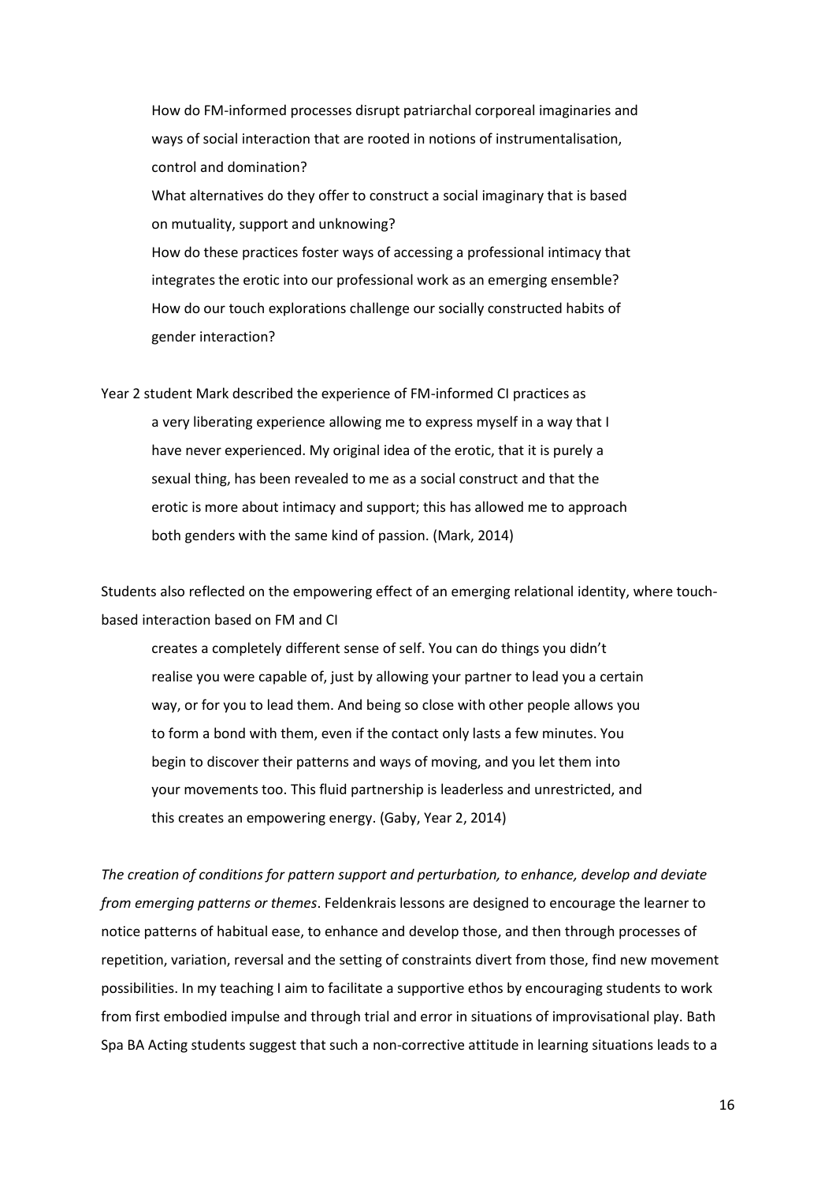> How do FM-informed processes disrupt patriarchal corporeal imaginaries and ways of social interaction that are rooted in notions of instrumentalisation, control and domination?
> What alternatives do they offer to construct a social imaginary that is based on mutuality, support and unknowing?
> How do these practices foster ways of accessing a professional intimacy that integrates the erotic into our professional work as an emerging ensemble?
> How do our touch explorations challenge our socially constructed habits of gender interaction?

Year 2 student Mark described the experience of FM-informed CI practices as

> a very liberating experience allowing me to express myself in a way that I have never experienced. My original idea of the erotic, that it is purely a sexual thing, has been revealed to me as a social construct and that the erotic is more about intimacy and support; this has allowed me to approach both genders with the same kind of passion. (Mark, 2014)

Students also reflected on the empowering effect of an emerging relational identity, where touch-based interaction based on FM and CI

> creates a completely different sense of self. You can do things you didn't realise you were capable of, just by allowing your partner to lead you a certain way, or for you to lead them. And being so close with other people allows you to form a bond with them, even if the contact only lasts a few minutes. You begin to discover their patterns and ways of moving, and you let them into your movements too. This fluid partnership is leaderless and unrestricted, and this creates an empowering energy. (Gaby, Year 2, 2014)

*The creation of conditions for pattern support and perturbation, to enhance, develop and deviate from emerging patterns or themes*. Feldenkrais lessons are designed to encourage the learner to notice patterns of habitual ease, to enhance and develop those, and then through processes of repetition, variation, reversal and the setting of constraints divert from those, find new movement possibilities. In my teaching I aim to facilitate a supportive ethos by encouraging students to work from first embodied impulse and through trial and error in situations of improvisational play. Bath Spa BA Acting students suggest that such a non-corrective attitude in learning situations leads to a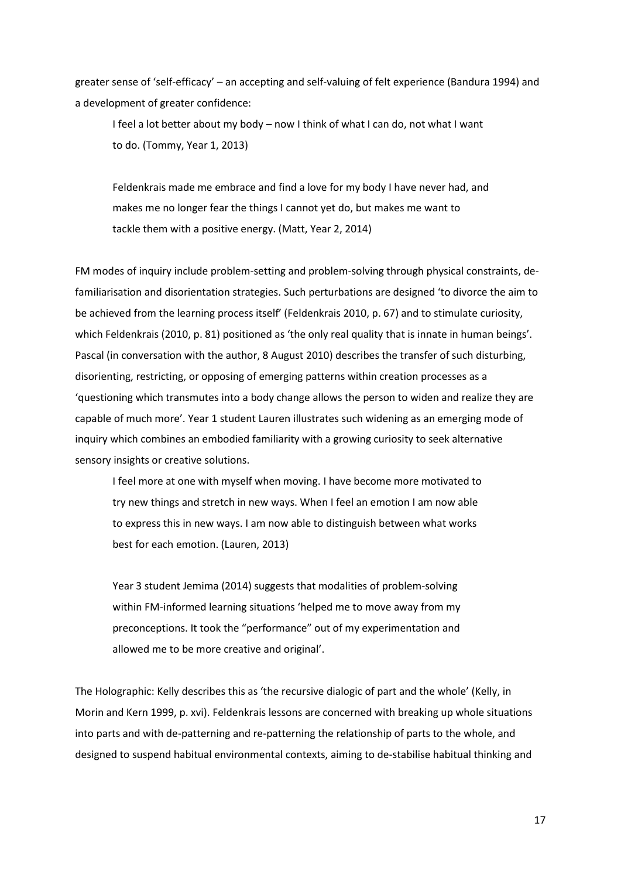greater sense of 'self-efficacy' – an accepting and self-valuing of felt experience (Bandura 1994) and a development of greater confidence:

> I feel a lot better about my body – now I think of what I can do, not what I want to do. (Tommy, Year 1, 2013)
>
> Feldenkrais made me embrace and find a love for my body I have never had, and makes me no longer fear the things I cannot yet do, but makes me want to tackle them with a positive energy. (Matt, Year 2, 2014)

FM modes of inquiry include problem-setting and problem-solving through physical constraints, de-familiarisation and disorientation strategies. Such perturbations are designed 'to divorce the aim to be achieved from the learning process itself' (Feldenkrais 2010, p. 67) and to stimulate curiosity, which Feldenkrais (2010, p. 81) positioned as 'the only real quality that is innate in human beings'. Pascal (in conversation with the author, 8 August 2010) describes the transfer of such disturbing, disorienting, restricting, or opposing of emerging patterns within creation processes as a 'questioning which transmutes into a body change allows the person to widen and realize they are capable of much more'. Year 1 student Lauren illustrates such widening as an emerging mode of inquiry which combines an embodied familiarity with a growing curiosity to seek alternative sensory insights or creative solutions.

> I feel more at one with myself when moving. I have become more motivated to try new things and stretch in new ways. When I feel an emotion I am now able to express this in new ways. I am now able to distinguish between what works best for each emotion. (Lauren, 2013)
>
> Year 3 student Jemima (2014) suggests that modalities of problem-solving within FM-informed learning situations 'helped me to move away from my preconceptions. It took the "performance" out of my experimentation and allowed me to be more creative and original'.

The Holographic: Kelly describes this as 'the recursive dialogic of part and the whole' (Kelly, in Morin and Kern 1999, p. xvi). Feldenkrais lessons are concerned with breaking up whole situations into parts and with de-patterning and re-patterning the relationship of parts to the whole, and designed to suspend habitual environmental contexts, aiming to de-stabilise habitual thinking and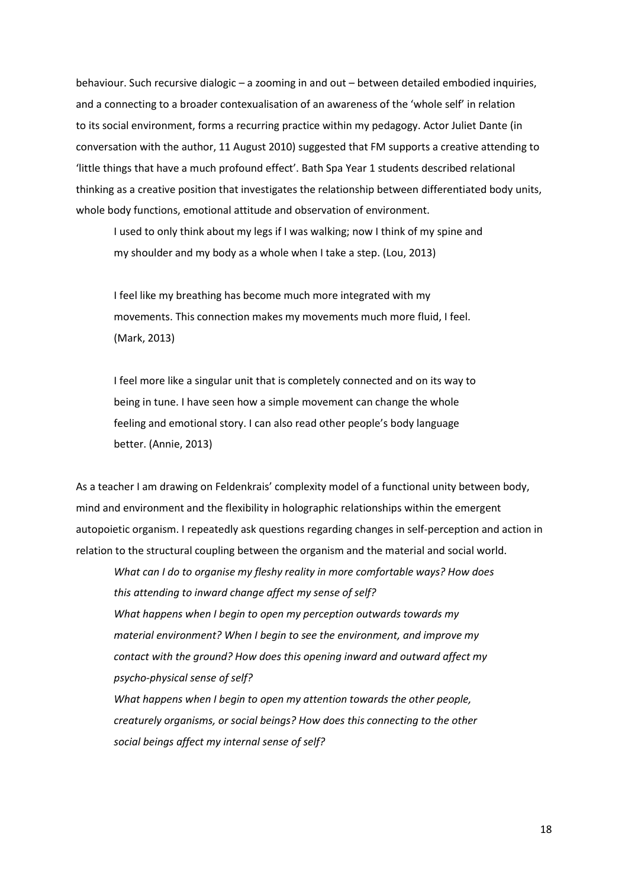behaviour. Such recursive dialogic – a zooming in and out – between detailed embodied inquiries, and a connecting to a broader contexualisation of an awareness of the 'whole self' in relation to its social environment, forms a recurring practice within my pedagogy. Actor Juliet Dante (in conversation with the author, 11 August 2010) suggested that FM supports a creative attending to 'little things that have a much profound effect'. Bath Spa Year 1 students described relational thinking as a creative position that investigates the relationship between differentiated body units, whole body functions, emotional attitude and observation of environment.

> I used to only think about my legs if I was walking; now I think of my spine and my shoulder and my body as a whole when I take a step. (Lou, 2013)
>
> I feel like my breathing has become much more integrated with my movements. This connection makes my movements much more fluid, I feel. (Mark, 2013)
>
> I feel more like a singular unit that is completely connected and on its way to being in tune. I have seen how a simple movement can change the whole feeling and emotional story. I can also read other people's body language better. (Annie, 2013)

As a teacher I am drawing on Feldenkrais' complexity model of a functional unity between body, mind and environment and the flexibility in holographic relationships within the emergent autopoietic organism. I repeatedly ask questions regarding changes in self-perception and action in relation to the structural coupling between the organism and the material and social world.

> *What can I do to organise my fleshy reality in more comfortable ways? How does this attending to inward change affect my sense of self?*
> *What happens when I begin to open my perception outwards towards my material environment? When I begin to see the environment, and improve my contact with the ground? How does this opening inward and outward affect my psycho-physical sense of self?*
> *What happens when I begin to open my attention towards the other people, creaturely organisms, or social beings? How does this connecting to the other social beings affect my internal sense of self?*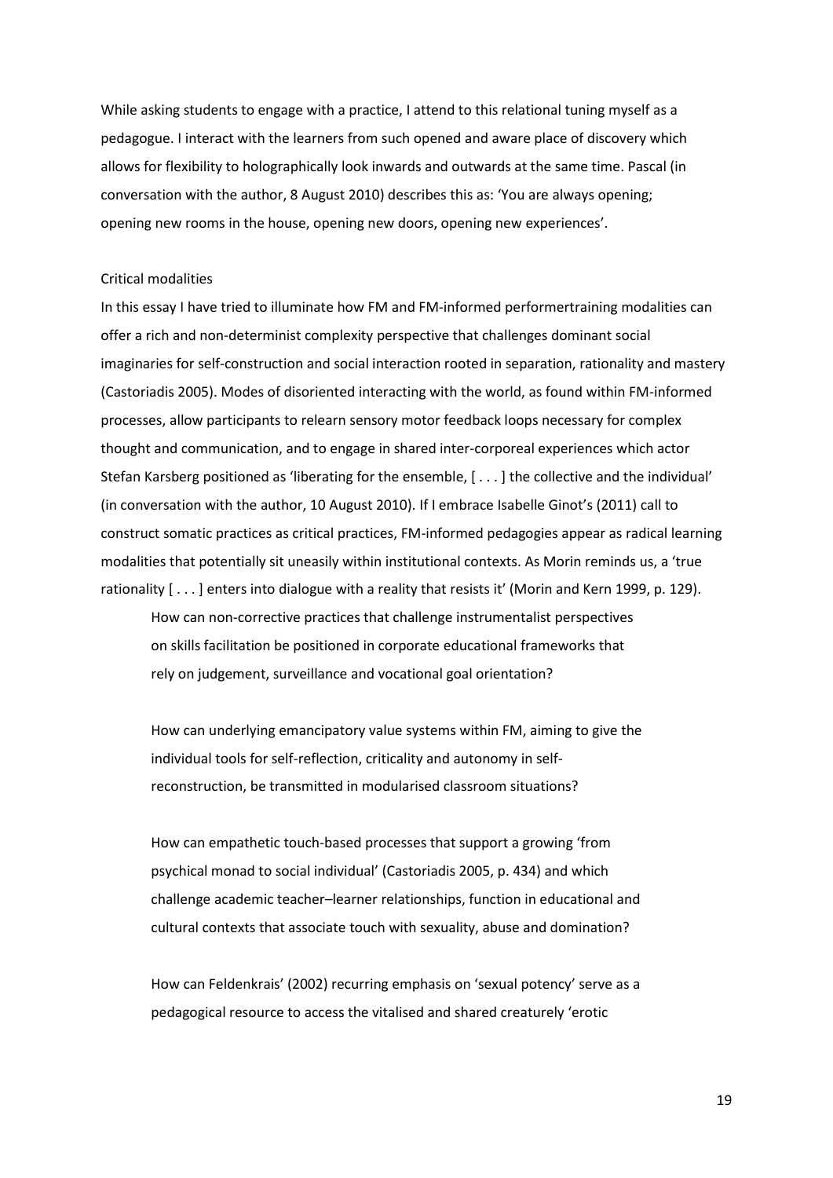While asking students to engage with a practice, I attend to this relational tuning myself as a pedagogue. I interact with the learners from such opened and aware place of discovery which allows for flexibility to holographically look inwards and outwards at the same time. Pascal (in conversation with the author, 8 August 2010) describes this as: 'You are always opening; opening new rooms in the house, opening new doors, opening new experiences'.

## Critical modalities

In this essay I have tried to illuminate how FM and FM-informed performertraining modalities can offer a rich and non-determinist complexity perspective that challenges dominant social imaginaries for self-construction and social interaction rooted in separation, rationality and mastery (Castoriadis 2005). Modes of disoriented interacting with the world, as found within FM-informed processes, allow participants to relearn sensory motor feedback loops necessary for complex thought and communication, and to engage in shared inter-corporeal experiences which actor Stefan Karsberg positioned as 'liberating for the ensemble, [ . . . ] the collective and the individual' (in conversation with the author, 10 August 2010). If I embrace Isabelle Ginot's (2011) call to construct somatic practices as critical practices, FM-informed pedagogies appear as radical learning modalities that potentially sit uneasily within institutional contexts. As Morin reminds us, a 'true rationality [ . . . ] enters into dialogue with a reality that resists it' (Morin and Kern 1999, p. 129).

> How can non-corrective practices that challenge instrumentalist perspectives on skills facilitation be positioned in corporate educational frameworks that rely on judgement, surveillance and vocational goal orientation?
>
> How can underlying emancipatory value systems within FM, aiming to give the individual tools for self-reflection, criticality and autonomy in self-reconstruction, be transmitted in modularised classroom situations?
>
> How can empathetic touch-based processes that support a growing 'from psychical monad to social individual' (Castoriadis 2005, p. 434) and which challenge academic teacher–learner relationships, function in educational and cultural contexts that associate touch with sexuality, abuse and domination?
>
> How can Feldenkrais' (2002) recurring emphasis on 'sexual potency' serve as a pedagogical resource to access the vitalised and shared creaturely 'erotic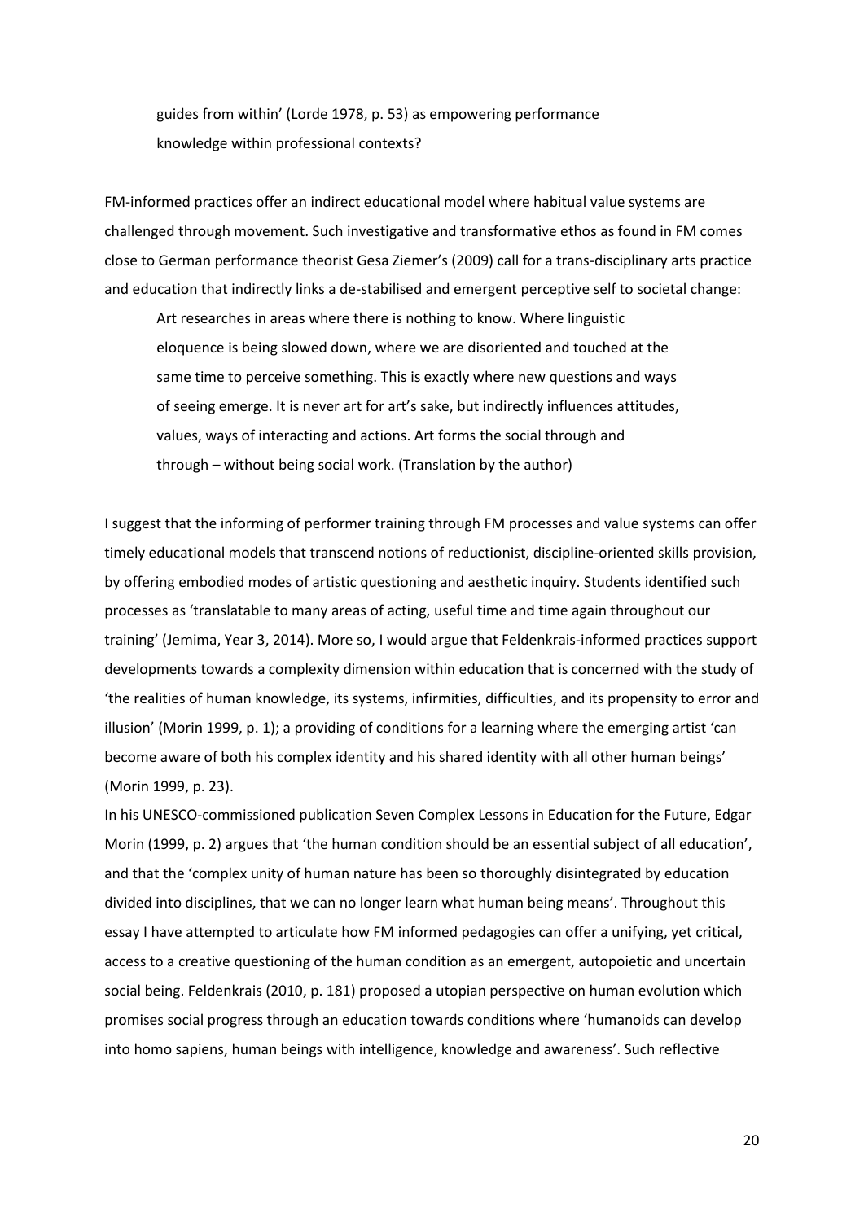> guides from within' (Lorde 1978, p. 53) as empowering performance knowledge within professional contexts?

FM-informed practices offer an indirect educational model where habitual value systems are challenged through movement. Such investigative and transformative ethos as found in FM comes close to German performance theorist Gesa Ziemer's (2009) call for a trans-disciplinary arts practice and education that indirectly links a de-stabilised and emergent perceptive self to societal change:

> Art researches in areas where there is nothing to know. Where linguistic eloquence is being slowed down, where we are disoriented and touched at the same time to perceive something. This is exactly where new questions and ways of seeing emerge. It is never art for art's sake, but indirectly influences attitudes, values, ways of interacting and actions. Art forms the social through and through – without being social work. (Translation by the author)

I suggest that the informing of performer training through FM processes and value systems can offer timely educational models that transcend notions of reductionist, discipline-oriented skills provision, by offering embodied modes of artistic questioning and aesthetic inquiry. Students identified such processes as 'translatable to many areas of acting, useful time and time again throughout our training' (Jemima, Year 3, 2014). More so, I would argue that Feldenkrais-informed practices support developments towards a complexity dimension within education that is concerned with the study of 'the realities of human knowledge, its systems, infirmities, difficulties, and its propensity to error and illusion' (Morin 1999, p. 1); a providing of conditions for a learning where the emerging artist 'can become aware of both his complex identity and his shared identity with all other human beings' (Morin 1999, p. 23).

In his UNESCO-commissioned publication Seven Complex Lessons in Education for the Future, Edgar Morin (1999, p. 2) argues that 'the human condition should be an essential subject of all education', and that the 'complex unity of human nature has been so thoroughly disintegrated by education divided into disciplines, that we can no longer learn what human being means'. Throughout this essay I have attempted to articulate how FM informed pedagogies can offer a unifying, yet critical, access to a creative questioning of the human condition as an emergent, autopoietic and uncertain social being. Feldenkrais (2010, p. 181) proposed a utopian perspective on human evolution which promises social progress through an education towards conditions where 'humanoids can develop into homo sapiens, human beings with intelligence, knowledge and awareness'. Such reflective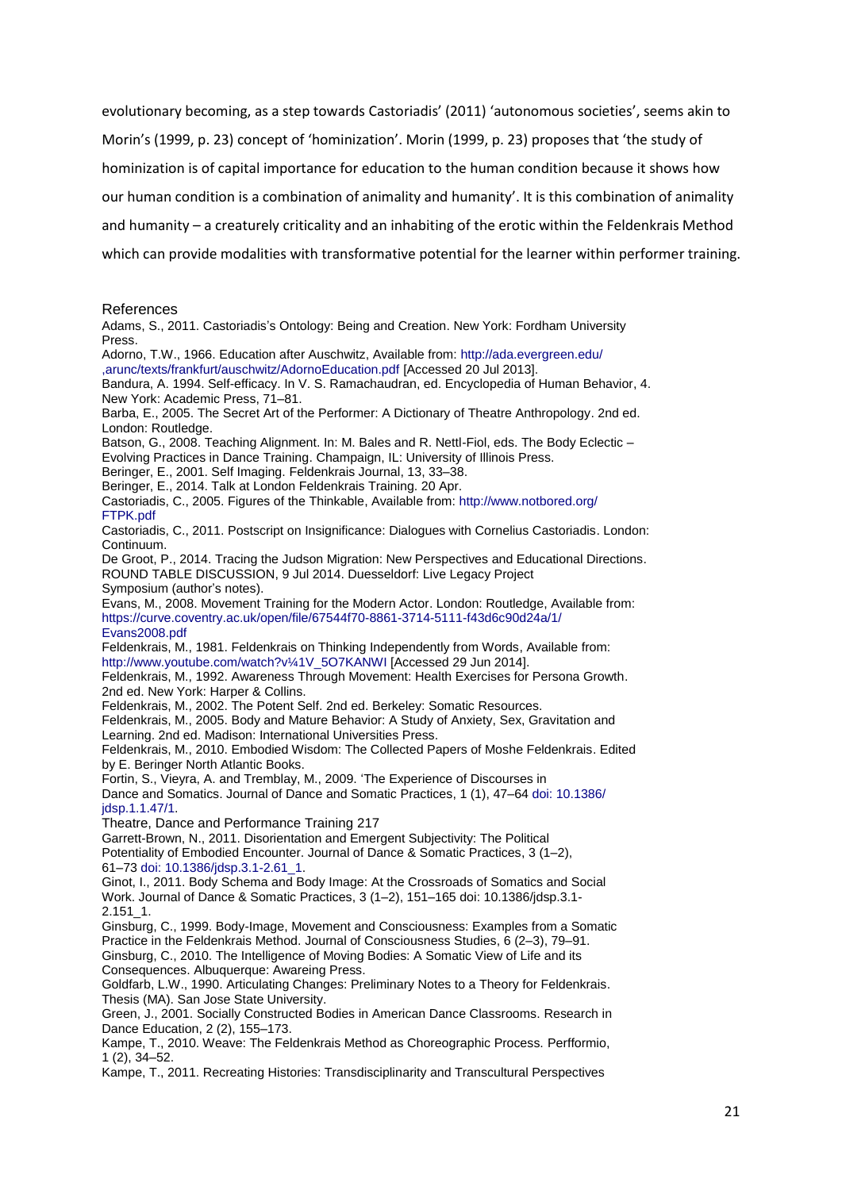evolutionary becoming, as a step towards Castoriadis' (2011) 'autonomous societies', seems akin to Morin's (1999, p. 23) concept of 'hominization'. Morin (1999, p. 23) proposes that 'the study of hominization is of capital importance for education to the human condition because it shows how our human condition is a combination of animality and humanity'. It is this combination of animality and humanity – a creaturely criticality and an inhabiting of the erotic within the Feldenkrais Method which can provide modalities with transformative potential for the learner within performer training.

## References

Adams, S., 2011. Castoriadis's Ontology: Being and Creation. New York: Fordham University Press.

Adorno, T.W., 1966. Education after Auschwitz, Available from: http://ada.evergreen.edu/,arunc/texts/frankfurt/auschwitz/AdornoEducation.pdf [Accessed 20 Jul 2013].

Bandura, A. 1994. Self-efficacy. In V. S. Ramachaudran, ed. Encyclopedia of Human Behavior, 4. New York: Academic Press, 71–81.

Barba, E., 2005. The Secret Art of the Performer: A Dictionary of Theatre Anthropology. 2nd ed. London: Routledge.

Batson, G., 2008. Teaching Alignment. In: M. Bales and R. Nettl-Fiol, eds. The Body Eclectic – Evolving Practices in Dance Training. Champaign, IL: University of Illinois Press.

Beringer, E., 2001. Self Imaging. Feldenkrais Journal, 13, 33–38.

Beringer, E., 2014. Talk at London Feldenkrais Training. 20 Apr.

Castoriadis, C., 2005. Figures of the Thinkable, Available from: http://www.notbored.org/FTPK.pdf

Castoriadis, C., 2011. Postscript on Insignificance: Dialogues with Cornelius Castoriadis. London: Continuum.

De Groot, P., 2014. Tracing the Judson Migration: New Perspectives and Educational Directions. ROUND TABLE DISCUSSION, 9 Jul 2014. Duesseldorf: Live Legacy Project Symposium (author's notes).

Evans, M., 2008. Movement Training for the Modern Actor. London: Routledge, Available from: https://curve.coventry.ac.uk/open/file/67544f70-8861-3714-5111-f43d6c90d24a/1/Evans2008.pdf

Feldenkrais, M., 1981. Feldenkrais on Thinking Independently from Words, Available from: http://www.youtube.com/watch?v¼1V_5O7KANWI [Accessed 29 Jun 2014].

Feldenkrais, M., 1992. Awareness Through Movement: Health Exercises for Persona Growth. 2nd ed. New York: Harper & Collins.

Feldenkrais, M., 2002. The Potent Self. 2nd ed. Berkeley: Somatic Resources.

Feldenkrais, M., 2005. Body and Mature Behavior: A Study of Anxiety, Sex, Gravitation and Learning. 2nd ed. Madison: International Universities Press.

Feldenkrais, M., 2010. Embodied Wisdom: The Collected Papers of Moshe Feldenkrais. Edited by E. Beringer North Atlantic Books.

Fortin, S., Vieyra, A. and Tremblay, M., 2009. 'The Experience of Discourses in Dance and Somatics. Journal of Dance and Somatic Practices, 1 (1), 47–64 doi: 10.1386/jdsp.1.1.47/1.

Theatre, Dance and Performance Training 217

Garrett-Brown, N., 2011. Disorientation and Emergent Subjectivity: The Political Potentiality of Embodied Encounter. Journal of Dance & Somatic Practices, 3 (1–2), 61–73 doi: 10.1386/jdsp.3.1-2.61_1.

Ginot, I., 2011. Body Schema and Body Image: At the Crossroads of Somatics and Social Work. Journal of Dance & Somatic Practices, 3 (1–2), 151–165 doi: 10.1386/jdsp.3.1-2.151_1.

Ginsburg, C., 1999. Body-Image, Movement and Consciousness: Examples from a Somatic Practice in the Feldenkrais Method. Journal of Consciousness Studies, 6 (2–3), 79–91.

Ginsburg, C., 2010. The Intelligence of Moving Bodies: A Somatic View of Life and its Consequences. Albuquerque: Awareing Press.

Goldfarb, L.W., 1990. Articulating Changes: Preliminary Notes to a Theory for Feldenkrais. Thesis (MA). San Jose State University.

Green, J., 2001. Socially Constructed Bodies in American Dance Classrooms. Research in Dance Education, 2 (2), 155–173.

Kampe, T., 2010. Weave: The Feldenkrais Method as Choreographic Process. Perfformio, 1 (2), 34–52.

Kampe, T., 2011. Recreating Histories: Transdisciplinarity and Transcultural Perspectives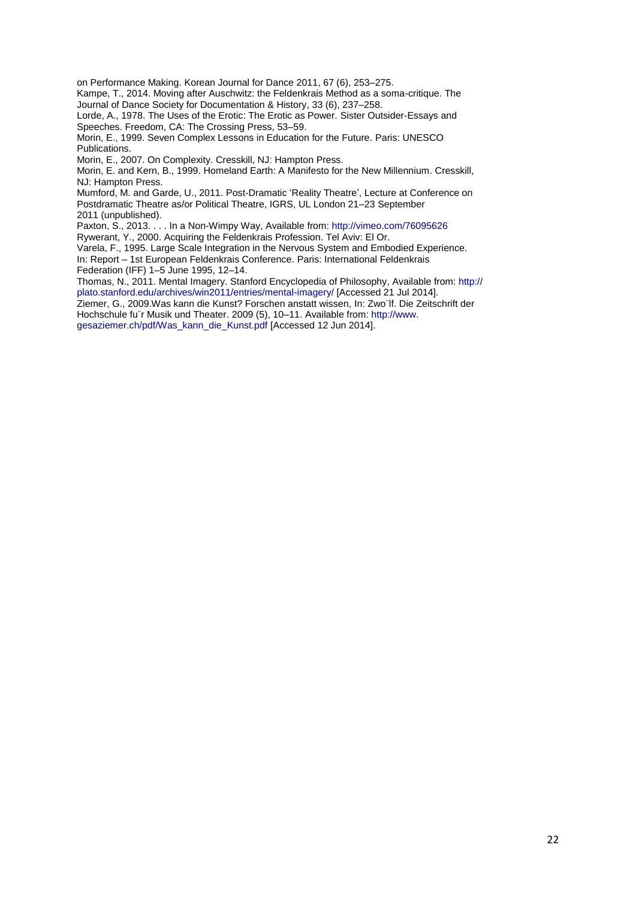on Performance Making. Korean Journal for Dance 2011, 67 (6), 253–275.

Kampe, T., 2014. Moving after Auschwitz: the Feldenkrais Method as a soma-critique. The Journal of Dance Society for Documentation & History, 33 (6), 237–258.

Lorde, A., 1978. The Uses of the Erotic: The Erotic as Power. Sister Outsider-Essays and Speeches. Freedom, CA: The Crossing Press, 53–59.

Morin, E., 1999. Seven Complex Lessons in Education for the Future. Paris: UNESCO Publications.

Morin, E., 2007. On Complexity. Cresskill, NJ: Hampton Press.

Morin, E. and Kern, B., 1999. Homeland Earth: A Manifesto for the New Millennium. Cresskill, NJ: Hampton Press.

Mumford, M. and Garde, U., 2011. Post-Dramatic 'Reality Theatre', Lecture at Conference on Postdramatic Theatre as/or Political Theatre, IGRS, UL London 21–23 September 2011 (unpublished).

Paxton, S., 2013. . . . In a Non-Wimpy Way, Available from: http://vimeo.com/76095626

Rywerant, Y., 2000. Acquiring the Feldenkrais Profession. Tel Aviv: El Or.

Varela, F., 1995. Large Scale Integration in the Nervous System and Embodied Experience. In: Report – 1st European Feldenkrais Conference. Paris: International Feldenkrais Federation (IFF) 1–5 June 1995, 12–14.

Thomas, N., 2011. Mental Imagery. Stanford Encyclopedia of Philosophy, Available from: http://plato.stanford.edu/archives/win2011/entries/mental-imagery/ [Accessed 21 Jul 2014].

Ziemer, G., 2009.Was kann die Kunst? Forschen anstatt wissen, In: Zwölf. Die Zeitschrift der Hochschule für Musik und Theater. 2009 (5), 10–11. Available from: http://www.gesaziemer.ch/pdf/Was_kann_die_Kunst.pdf [Accessed 12 Jun 2014].